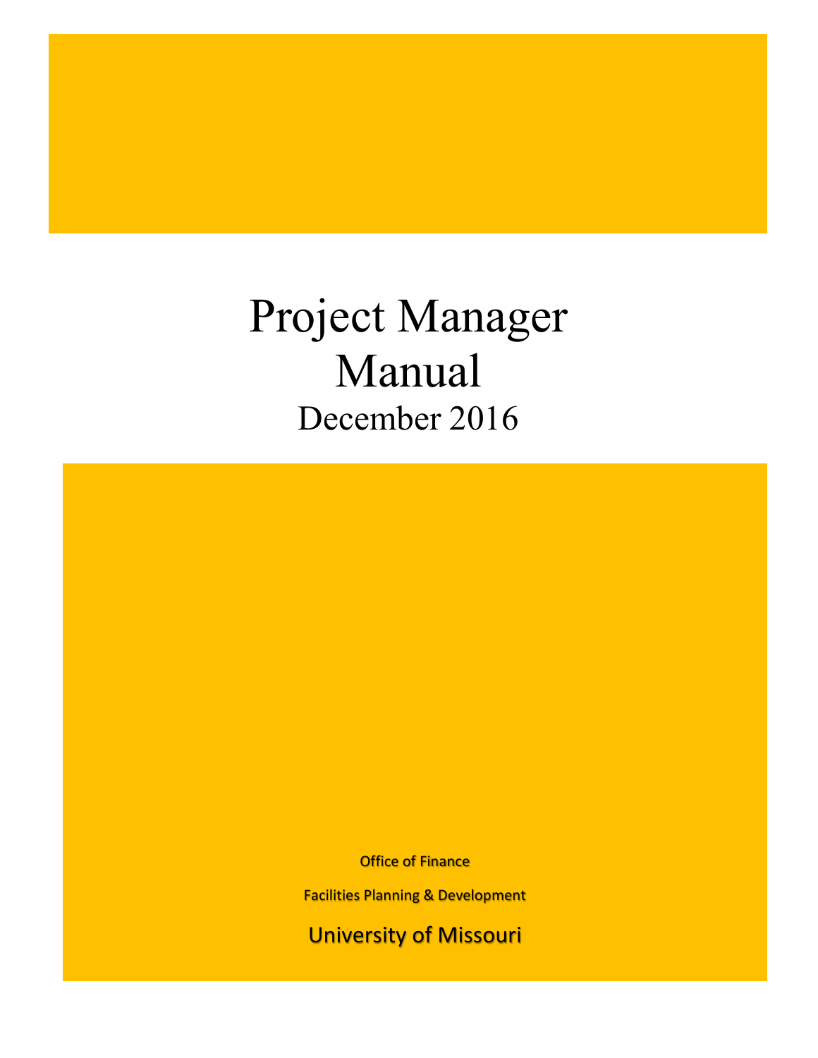# Project Manager Manual

## December 2016

Office of Finance

Facilities Planning & Development

University of Missouri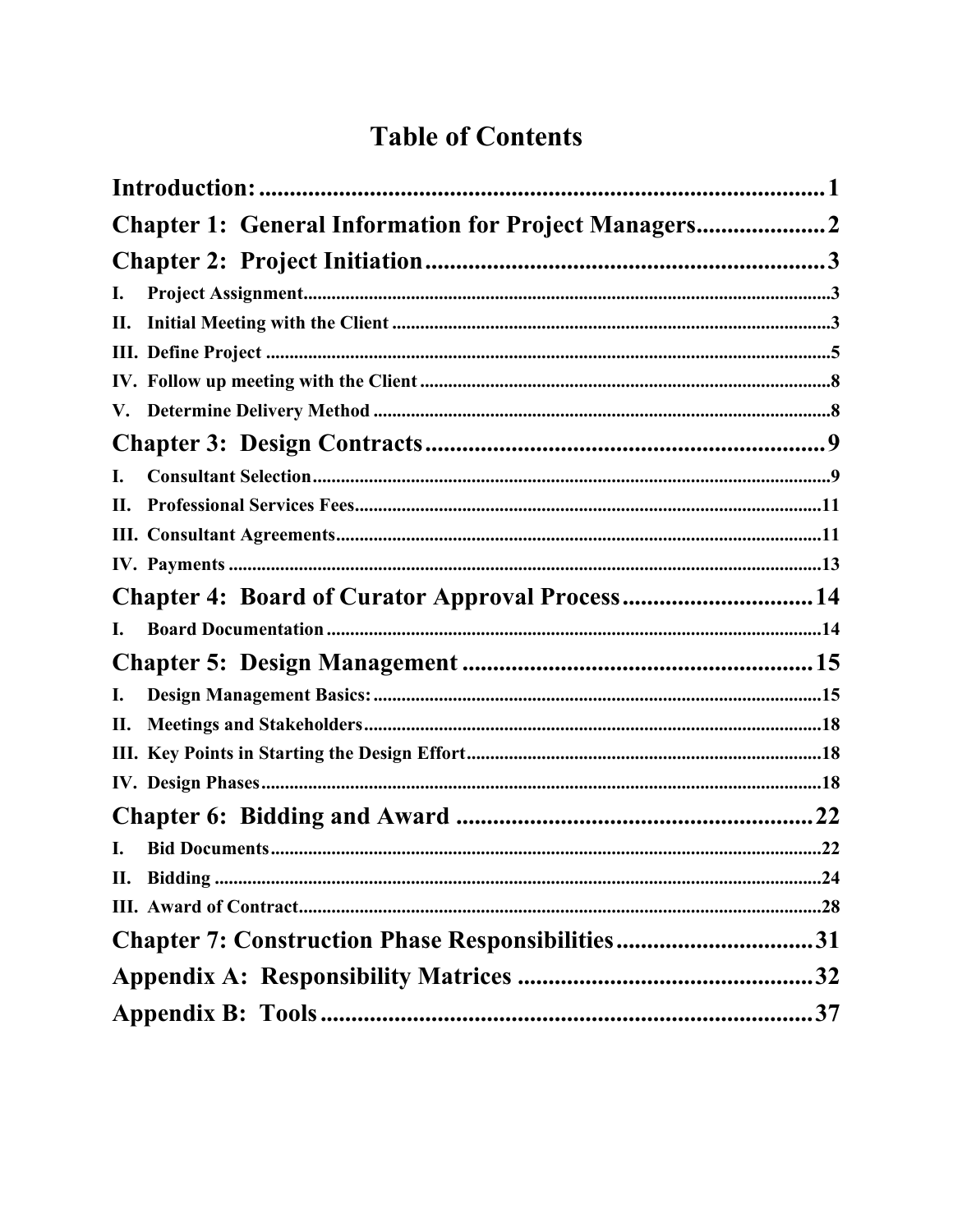# Table of Contents

**Introduction:** ............................................................................................ 1

**Chapter 1: General Information for Project Managers** .................... 2

**Chapter 2: Project Initiation** ............................................................... 3

- **I. Project Assignment** ............................................................................. 3
- **II. Initial Meeting with the Client** ......................................................... 3
- **III. Define Project** .................................................................................... 5
- **IV. Follow up meeting with the Client** .................................................. 8
- **V. Determine Delivery Method** ............................................................... 8

**Chapter 3: Design Contracts** ................................................................ 9

- **I. Consultant Selection** ........................................................................... 9
- **II. Professional Services Fees** ............................................................... 11
- **III. Consultant Agreements** ................................................................... 11
- **IV. Payments** .......................................................................................... 13

**Chapter 4: Board of Curator Approval Process** .............................. 14

- **I. Board Documentation** ....................................................................... 14

**Chapter 5: Design Management** ........................................................ 15

- **I. Design Management Basics:** ............................................................. 15
- **II. Meetings and Stakeholders** .............................................................. 18
- **III. Key Points in Starting the Design Effort** ......................................... 18
- **IV. Design Phases** ................................................................................... 18

**Chapter 6: Bidding and Award** .......................................................... 22

- **I. Bid Documents** .................................................................................. 22
- **II. Bidding** .............................................................................................. 24
- **III. Award of Contract** ........................................................................... 28

**Chapter 7: Construction Phase Responsibilities** ............................... 31

**Appendix A: Responsibility Matrices** ................................................ 32

**Appendix B: Tools** ................................................................................ 37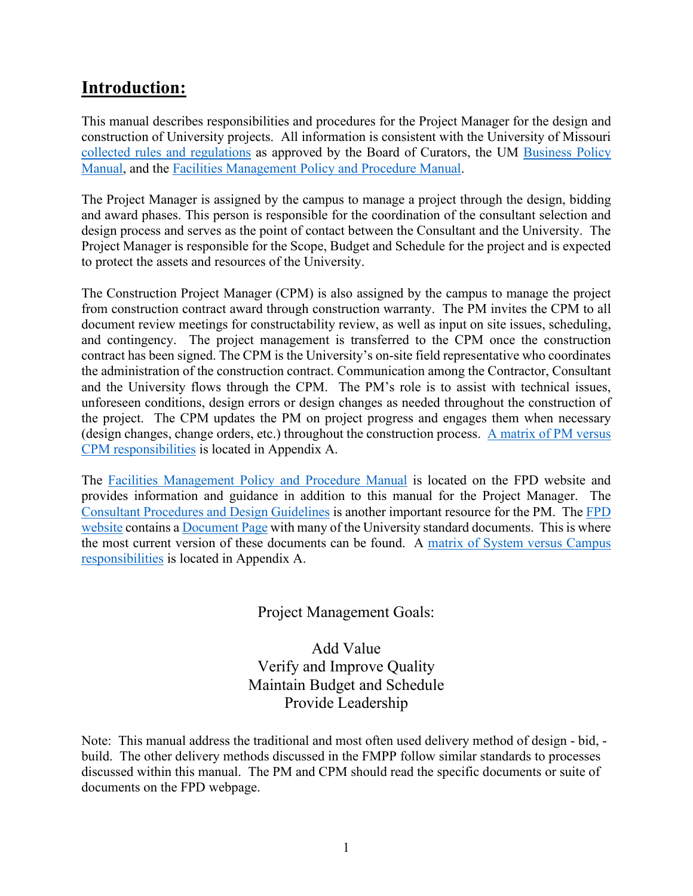# Introduction:

This manual describes responsibilities and procedures for the Project Manager for the design and construction of University projects. All information is consistent with the University of Missouri collected rules and regulations as approved by the Board of Curators, the UM Business Policy Manual, and the Facilities Management Policy and Procedure Manual.

The Project Manager is assigned by the campus to manage a project through the design, bidding and award phases. This person is responsible for the coordination of the consultant selection and design process and serves as the point of contact between the Consultant and the University. The Project Manager is responsible for the Scope, Budget and Schedule for the project and is expected to protect the assets and resources of the University.

The Construction Project Manager (CPM) is also assigned by the campus to manage the project from construction contract award through construction warranty. The PM invites the CPM to all document review meetings for constructability review, as well as input on site issues, scheduling, and contingency. The project management is transferred to the CPM once the construction contract has been signed. The CPM is the University's on-site field representative who coordinates the administration of the construction contract. Communication among the Contractor, Consultant and the University flows through the CPM. The PM's role is to assist with technical issues, unforeseen conditions, design errors or design changes as needed throughout the construction of the project. The CPM updates the PM on project progress and engages them when necessary (design changes, change orders, etc.) throughout the construction process. A matrix of PM versus CPM responsibilities is located in Appendix A.

The Facilities Management Policy and Procedure Manual is located on the FPD website and provides information and guidance in addition to this manual for the Project Manager. The Consultant Procedures and Design Guidelines is another important resource for the PM. The FPD website contains a Document Page with many of the University standard documents. This is where the most current version of these documents can be found. A matrix of System versus Campus responsibilities is located in Appendix A.

Project Management Goals:

Add Value
Verify and Improve Quality
Maintain Budget and Schedule
Provide Leadership

Note: This manual address the traditional and most often used delivery method of design - bid, - build. The other delivery methods discussed in the FMPP follow similar standards to processes discussed within this manual. The PM and CPM should read the specific documents or suite of documents on the FPD webpage.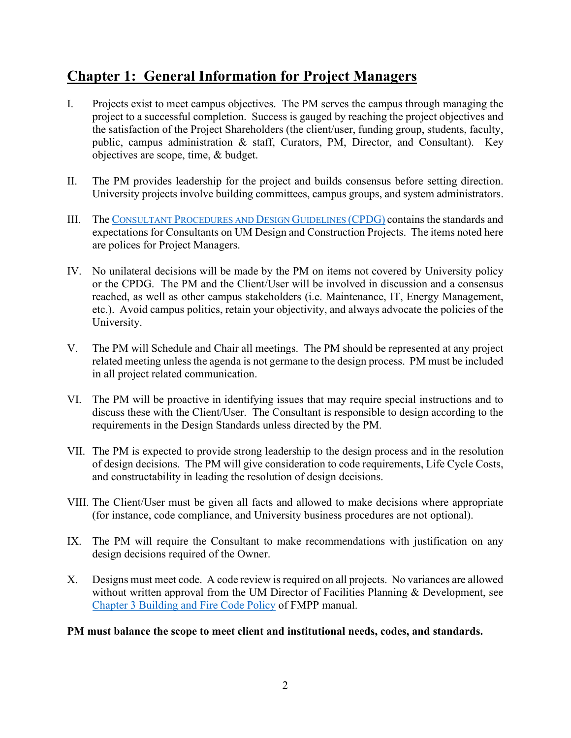# Chapter 1: General Information for Project Managers

I. Projects exist to meet campus objectives. The PM serves the campus through managing the project to a successful completion. Success is gauged by reaching the project objectives and the satisfaction of the Project Shareholders (the client/user, funding group, students, faculty, public, campus administration & staff, Curators, PM, Director, and Consultant). Key objectives are scope, time, & budget.

II. The PM provides leadership for the project and builds consensus before setting direction. University projects involve building committees, campus groups, and system administrators.

III. The CONSULTANT PROCEDURES AND DESIGN GUIDELINES (CPDG) contains the standards and expectations for Consultants on UM Design and Construction Projects. The items noted here are polices for Project Managers.

IV. No unilateral decisions will be made by the PM on items not covered by University policy or the CPDG. The PM and the Client/User will be involved in discussion and a consensus reached, as well as other campus stakeholders (i.e. Maintenance, IT, Energy Management, etc.). Avoid campus politics, retain your objectivity, and always advocate the policies of the University.

V. The PM will Schedule and Chair all meetings. The PM should be represented at any project related meeting unless the agenda is not germane to the design process. PM must be included in all project related communication.

VI. The PM will be proactive in identifying issues that may require special instructions and to discuss these with the Client/User. The Consultant is responsible to design according to the requirements in the Design Standards unless directed by the PM.

VII. The PM is expected to provide strong leadership to the design process and in the resolution of design decisions. The PM will give consideration to code requirements, Life Cycle Costs, and constructability in leading the resolution of design decisions.

VIII. The Client/User must be given all facts and allowed to make decisions where appropriate (for instance, code compliance, and University business procedures are not optional).

IX. The PM will require the Consultant to make recommendations with justification on any design decisions required of the Owner.

X. Designs must meet code. A code review is required on all projects. No variances are allowed without written approval from the UM Director of Facilities Planning & Development, see Chapter 3 Building and Fire Code Policy of FMPP manual.

**PM must balance the scope to meet client and institutional needs, codes, and standards.**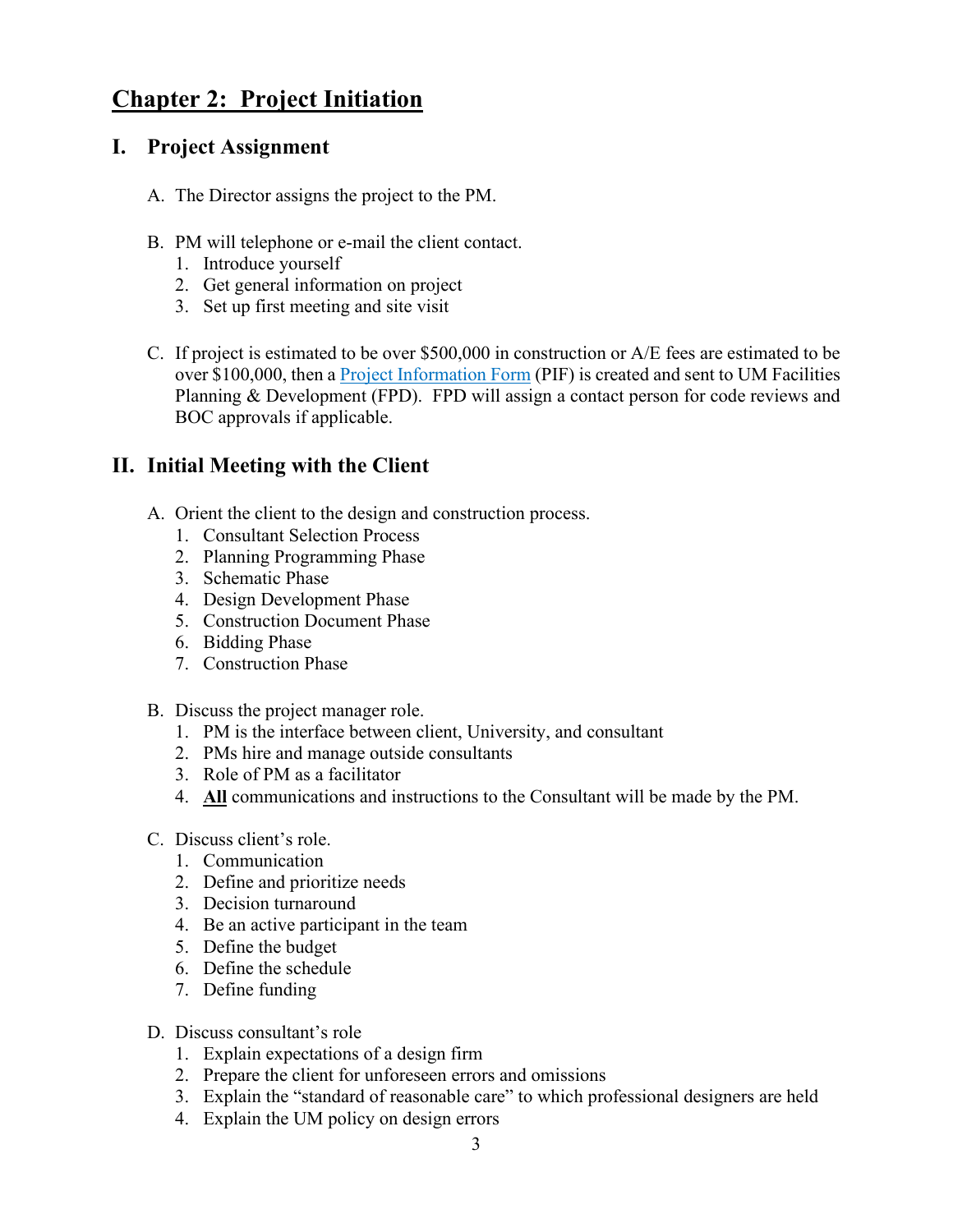# Chapter 2: Project Initiation

## I. Project Assignment

A. The Director assigns the project to the PM.

B. PM will telephone or e-mail the client contact.
   1. Introduce yourself
   2. Get general information on project
   3. Set up first meeting and site visit

C. If project is estimated to be over $500,000 in construction or A/E fees are estimated to be over $100,000, then a [Project Information Form]() (PIF) is created and sent to UM Facilities Planning & Development (FPD). FPD will assign a contact person for code reviews and BOC approvals if applicable.

## II. Initial Meeting with the Client

A. Orient the client to the design and construction process.
   1. Consultant Selection Process
   2. Planning Programming Phase
   3. Schematic Phase
   4. Design Development Phase
   5. Construction Document Phase
   6. Bidding Phase
   7. Construction Phase

B. Discuss the project manager role.
   1. PM is the interface between client, University, and consultant
   2. PMs hire and manage outside consultants
   3. Role of PM as a facilitator
   4. **All** communications and instructions to the Consultant will be made by the PM.

C. Discuss client's role.
   1. Communication
   2. Define and prioritize needs
   3. Decision turnaround
   4. Be an active participant in the team
   5. Define the budget
   6. Define the schedule
   7. Define funding

D. Discuss consultant's role
   1. Explain expectations of a design firm
   2. Prepare the client for unforeseen errors and omissions
   3. Explain the "standard of reasonable care" to which professional designers are held
   4. Explain the UM policy on design errors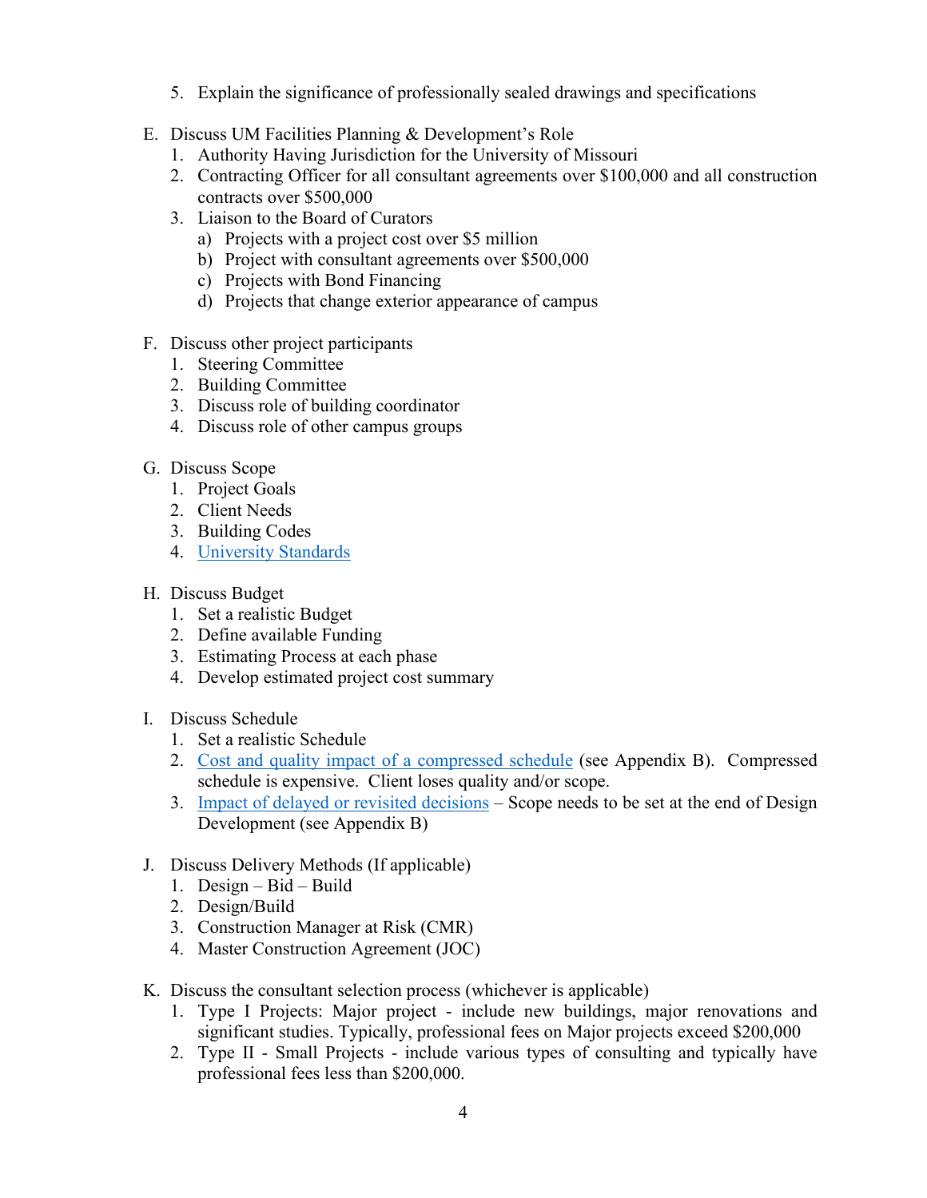5. Explain the significance of professionally sealed drawings and specifications

E. Discuss UM Facilities Planning & Development's Role
   1. Authority Having Jurisdiction for the University of Missouri
   2. Contracting Officer for all consultant agreements over $100,000 and all construction contracts over $500,000
   3. Liaison to the Board of Curators
      a) Projects with a project cost over $5 million
      b) Project with consultant agreements over $500,000
      c) Projects with Bond Financing
      d) Projects that change exterior appearance of campus

F. Discuss other project participants
   1. Steering Committee
   2. Building Committee
   3. Discuss role of building coordinator
   4. Discuss role of other campus groups

G. Discuss Scope
   1. Project Goals
   2. Client Needs
   3. Building Codes
   4. University Standards

H. Discuss Budget
   1. Set a realistic Budget
   2. Define available Funding
   3. Estimating Process at each phase
   4. Develop estimated project cost summary

I. Discuss Schedule
   1. Set a realistic Schedule
   2. Cost and quality impact of a compressed schedule (see Appendix B). Compressed schedule is expensive. Client loses quality and/or scope.
   3. Impact of delayed or revisited decisions – Scope needs to be set at the end of Design Development (see Appendix B)

J. Discuss Delivery Methods (If applicable)
   1. Design – Bid – Build
   2. Design/Build
   3. Construction Manager at Risk (CMR)
   4. Master Construction Agreement (JOC)

K. Discuss the consultant selection process (whichever is applicable)
   1. Type I Projects: Major project - include new buildings, major renovations and significant studies. Typically, professional fees on Major projects exceed $200,000
   2. Type II - Small Projects - include various types of consulting and typically have professional fees less than $200,000.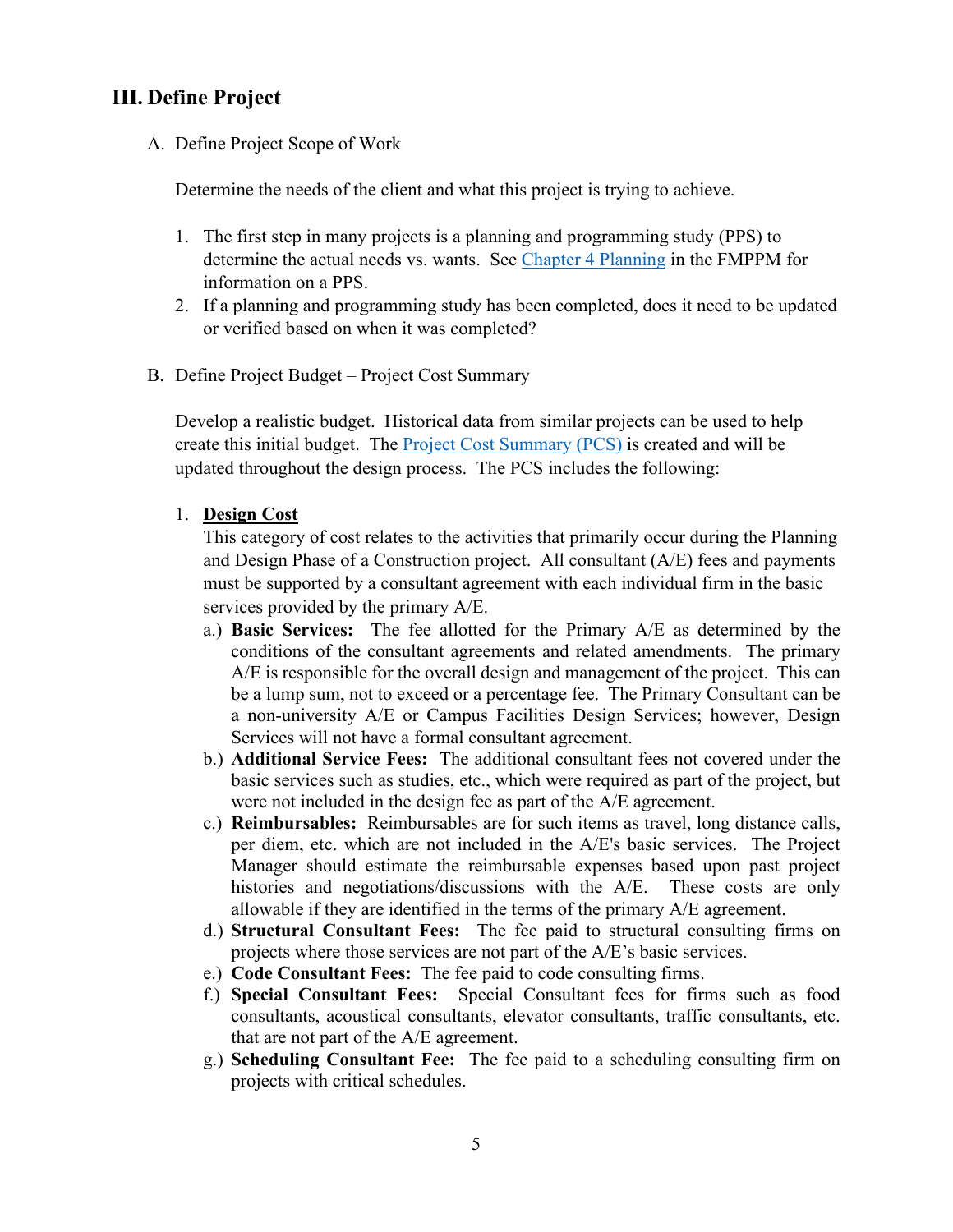## III. Define Project

A. Define Project Scope of Work

Determine the needs of the client and what this project is trying to achieve.

1. The first step in many projects is a planning and programming study (PPS) to determine the actual needs vs. wants. See Chapter 4 Planning in the FMPPM for information on a PPS.
2. If a planning and programming study has been completed, does it need to be updated or verified based on when it was completed?

B. Define Project Budget – Project Cost Summary

Develop a realistic budget. Historical data from similar projects can be used to help create this initial budget. The Project Cost Summary (PCS) is created and will be updated throughout the design process. The PCS includes the following:

1. **<u>Design Cost</u>**
   This category of cost relates to the activities that primarily occur during the Planning and Design Phase of a Construction project. All consultant (A/E) fees and payments must be supported by a consultant agreement with each individual firm in the basic services provided by the primary A/E.
   a.) **Basic Services:** The fee allotted for the Primary A/E as determined by the conditions of the consultant agreements and related amendments. The primary A/E is responsible for the overall design and management of the project. This can be a lump sum, not to exceed or a percentage fee. The Primary Consultant can be a non-university A/E or Campus Facilities Design Services; however, Design Services will not have a formal consultant agreement.
   b.) **Additional Service Fees:** The additional consultant fees not covered under the basic services such as studies, etc., which were required as part of the project, but were not included in the design fee as part of the A/E agreement.
   c.) **Reimbursables:** Reimbursables are for such items as travel, long distance calls, per diem, etc. which are not included in the A/E's basic services. The Project Manager should estimate the reimbursable expenses based upon past project histories and negotiations/discussions with the A/E. These costs are only allowable if they are identified in the terms of the primary A/E agreement.
   d.) **Structural Consultant Fees:** The fee paid to structural consulting firms on projects where those services are not part of the A/E's basic services.
   e.) **Code Consultant Fees:** The fee paid to code consulting firms.
   f.) **Special Consultant Fees:** Special Consultant fees for firms such as food consultants, acoustical consultants, elevator consultants, traffic consultants, etc. that are not part of the A/E agreement.
   g.) **Scheduling Consultant Fee:** The fee paid to a scheduling consulting firm on projects with critical schedules.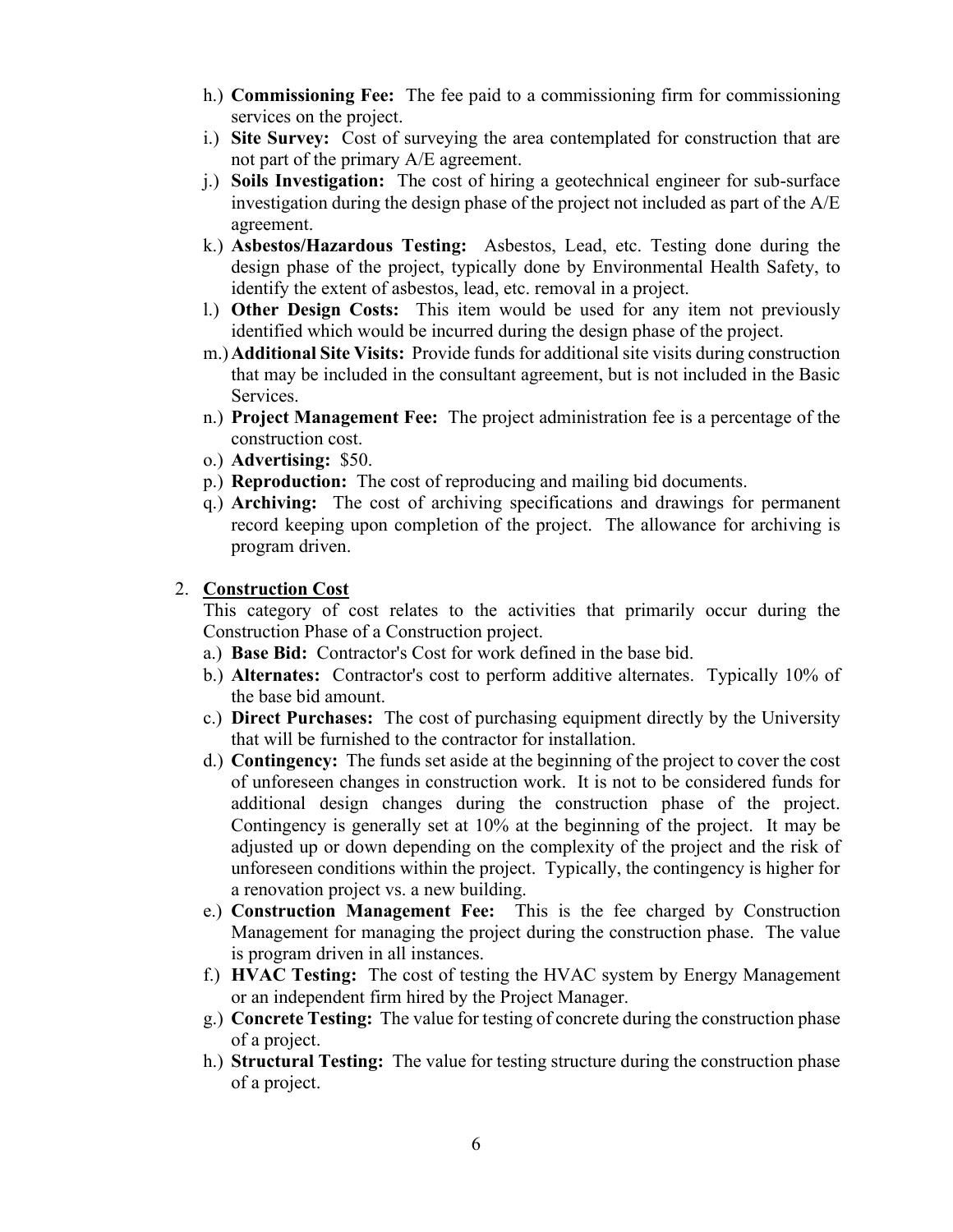h.) **Commissioning Fee:** The fee paid to a commissioning firm for commissioning services on the project.

i.) **Site Survey:** Cost of surveying the area contemplated for construction that are not part of the primary A/E agreement.

j.) **Soils Investigation:** The cost of hiring a geotechnical engineer for sub-surface investigation during the design phase of the project not included as part of the A/E agreement.

k.) **Asbestos/Hazardous Testing:** Asbestos, Lead, etc. Testing done during the design phase of the project, typically done by Environmental Health Safety, to identify the extent of asbestos, lead, etc. removal in a project.

l.) **Other Design Costs:** This item would be used for any item not previously identified which would be incurred during the design phase of the project.

m.) **Additional Site Visits:** Provide funds for additional site visits during construction that may be included in the consultant agreement, but is not included in the Basic Services.

n.) **Project Management Fee:** The project administration fee is a percentage of the construction cost.

o.) **Advertising:** $50.

p.) **Reproduction:** The cost of reproducing and mailing bid documents.

q.) **Archiving:** The cost of archiving specifications and drawings for permanent record keeping upon completion of the project. The allowance for archiving is program driven.

2. **<u>Construction Cost</u>**

This category of cost relates to the activities that primarily occur during the Construction Phase of a Construction project.

a.) **Base Bid:** Contractor's Cost for work defined in the base bid.

b.) **Alternates:** Contractor's cost to perform additive alternates. Typically 10% of the base bid amount.

c.) **Direct Purchases:** The cost of purchasing equipment directly by the University that will be furnished to the contractor for installation.

d.) **Contingency:** The funds set aside at the beginning of the project to cover the cost of unforeseen changes in construction work. It is not to be considered funds for additional design changes during the construction phase of the project. Contingency is generally set at 10% at the beginning of the project. It may be adjusted up or down depending on the complexity of the project and the risk of unforeseen conditions within the project. Typically, the contingency is higher for a renovation project vs. a new building.

e.) **Construction Management Fee:** This is the fee charged by Construction Management for managing the project during the construction phase. The value is program driven in all instances.

f.) **HVAC Testing:** The cost of testing the HVAC system by Energy Management or an independent firm hired by the Project Manager.

g.) **Concrete Testing:** The value for testing of concrete during the construction phase of a project.

h.) **Structural Testing:** The value for testing structure during the construction phase of a project.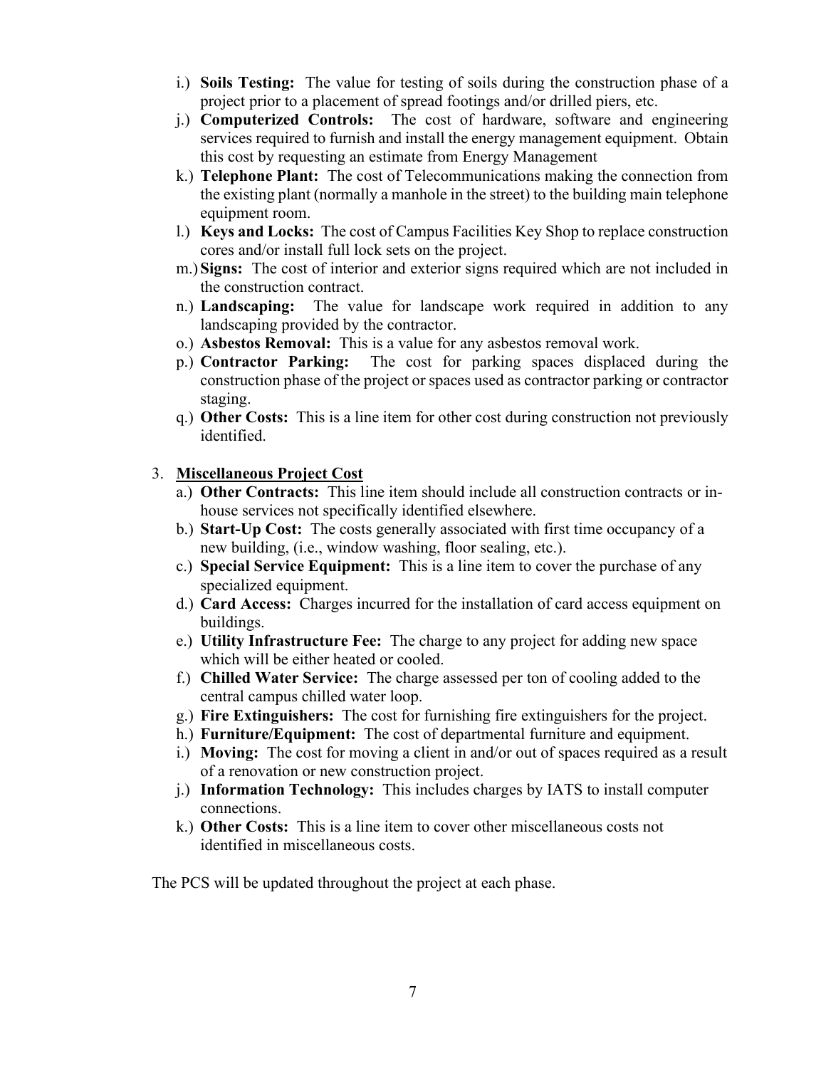- i.) **Soils Testing:** The value for testing of soils during the construction phase of a project prior to a placement of spread footings and/or drilled piers, etc.
- j.) **Computerized Controls:** The cost of hardware, software and engineering services required to furnish and install the energy management equipment. Obtain this cost by requesting an estimate from Energy Management
- k.) **Telephone Plant:** The cost of Telecommunications making the connection from the existing plant (normally a manhole in the street) to the building main telephone equipment room.
- l.) **Keys and Locks:** The cost of Campus Facilities Key Shop to replace construction cores and/or install full lock sets on the project.
- m.) **Signs:** The cost of interior and exterior signs required which are not included in the construction contract.
- n.) **Landscaping:** The value for landscape work required in addition to any landscaping provided by the contractor.
- o.) **Asbestos Removal:** This is a value for any asbestos removal work.
- p.) **Contractor Parking:** The cost for parking spaces displaced during the construction phase of the project or spaces used as contractor parking or contractor staging.
- q.) **Other Costs:** This is a line item for other cost during construction not previously identified.

3. <u>**Miscellaneous Project Cost**</u>
   - a.) **Other Contracts:** This line item should include all construction contracts or in-house services not specifically identified elsewhere.
   - b.) **Start-Up Cost:** The costs generally associated with first time occupancy of a new building, (i.e., window washing, floor sealing, etc.).
   - c.) **Special Service Equipment:** This is a line item to cover the purchase of any specialized equipment.
   - d.) **Card Access:** Charges incurred for the installation of card access equipment on buildings.
   - e.) **Utility Infrastructure Fee:** The charge to any project for adding new space which will be either heated or cooled.
   - f.) **Chilled Water Service:** The charge assessed per ton of cooling added to the central campus chilled water loop.
   - g.) **Fire Extinguishers:** The cost for furnishing fire extinguishers for the project.
   - h.) **Furniture/Equipment:** The cost of departmental furniture and equipment.
   - i.) **Moving:** The cost for moving a client in and/or out of spaces required as a result of a renovation or new construction project.
   - j.) **Information Technology:** This includes charges by IATS to install computer connections.
   - k.) **Other Costs:** This is a line item to cover other miscellaneous costs not identified in miscellaneous costs.

The PCS will be updated throughout the project at each phase.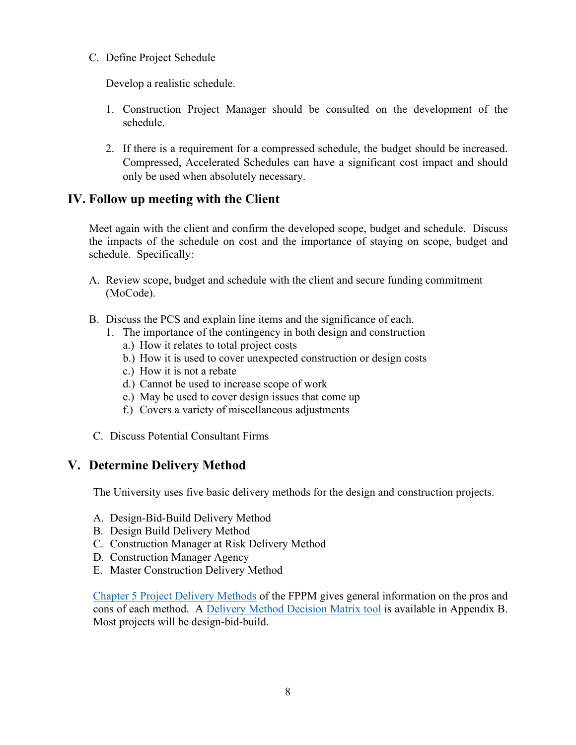C. Define Project Schedule

Develop a realistic schedule.

1. Construction Project Manager should be consulted on the development of the schedule.

2. If there is a requirement for a compressed schedule, the budget should be increased. Compressed, Accelerated Schedules can have a significant cost impact and should only be used when absolutely necessary.

## IV. Follow up meeting with the Client

Meet again with the client and confirm the developed scope, budget and schedule. Discuss the impacts of the schedule on cost and the importance of staying on scope, budget and schedule. Specifically:

A. Review scope, budget and schedule with the client and secure funding commitment (MoCode).

B. Discuss the PCS and explain line items and the significance of each.
   1. The importance of the contingency in both design and construction
      a.) How it relates to total project costs
      b.) How it is used to cover unexpected construction or design costs
      c.) How it is not a rebate
      d.) Cannot be used to increase scope of work
      e.) May be used to cover design issues that come up
      f.) Covers a variety of miscellaneous adjustments

C. Discuss Potential Consultant Firms

## V. Determine Delivery Method

The University uses five basic delivery methods for the design and construction projects.

A. Design-Bid-Build Delivery Method
B. Design Build Delivery Method
C. Construction Manager at Risk Delivery Method
D. Construction Manager Agency
E. Master Construction Delivery Method

Chapter 5 Project Delivery Methods of the FPPM gives general information on the pros and cons of each method. A Delivery Method Decision Matrix tool is available in Appendix B. Most projects will be design-bid-build.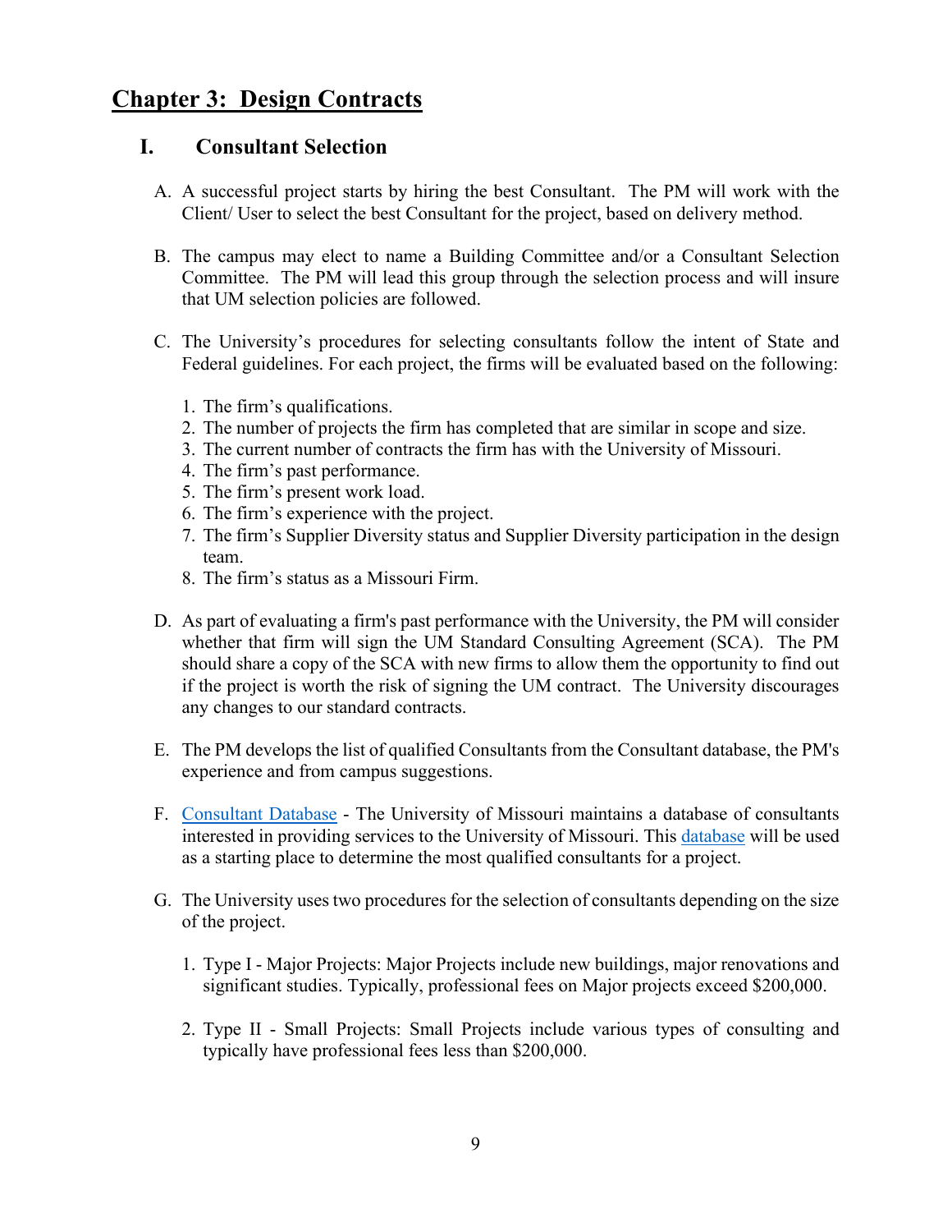# Chapter 3: Design Contracts

## I. Consultant Selection

A. A successful project starts by hiring the best Consultant. The PM will work with the Client/ User to select the best Consultant for the project, based on delivery method.

B. The campus may elect to name a Building Committee and/or a Consultant Selection Committee. The PM will lead this group through the selection process and will insure that UM selection policies are followed.

C. The University's procedures for selecting consultants follow the intent of State and Federal guidelines. For each project, the firms will be evaluated based on the following:

1. The firm's qualifications.
2. The number of projects the firm has completed that are similar in scope and size.
3. The current number of contracts the firm has with the University of Missouri.
4. The firm's past performance.
5. The firm's present work load.
6. The firm's experience with the project.
7. The firm's Supplier Diversity status and Supplier Diversity participation in the design team.
8. The firm's status as a Missouri Firm.

D. As part of evaluating a firm's past performance with the University, the PM will consider whether that firm will sign the UM Standard Consulting Agreement (SCA). The PM should share a copy of the SCA with new firms to allow them the opportunity to find out if the project is worth the risk of signing the UM contract. The University discourages any changes to our standard contracts.

E. The PM develops the list of qualified Consultants from the Consultant database, the PM's experience and from campus suggestions.

F. Consultant Database - The University of Missouri maintains a database of consultants interested in providing services to the University of Missouri. This database will be used as a starting place to determine the most qualified consultants for a project.

G. The University uses two procedures for the selection of consultants depending on the size of the project.

1. Type I - Major Projects: Major Projects include new buildings, major renovations and significant studies. Typically, professional fees on Major projects exceed $200,000.

2. Type II - Small Projects: Small Projects include various types of consulting and typically have professional fees less than $200,000.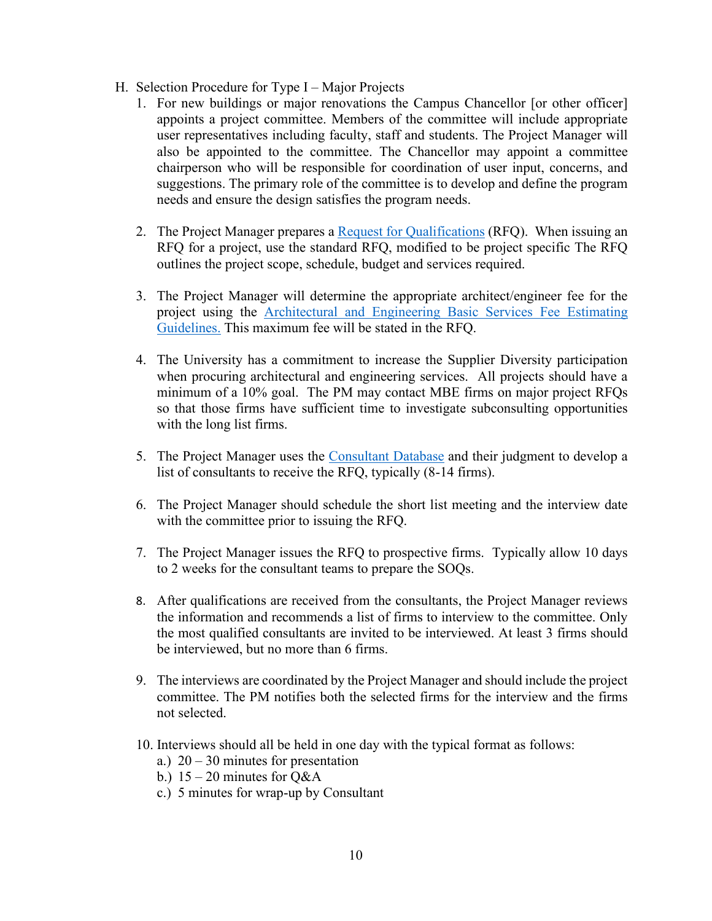H. Selection Procedure for Type I – Major Projects

1. For new buildings or major renovations the Campus Chancellor [or other officer] appoints a project committee. Members of the committee will include appropriate user representatives including faculty, staff and students. The Project Manager will also be appointed to the committee. The Chancellor may appoint a committee chairperson who will be responsible for coordination of user input, concerns, and suggestions. The primary role of the committee is to develop and define the program needs and ensure the design satisfies the program needs.

2. The Project Manager prepares a Request for Qualifications (RFQ). When issuing an RFQ for a project, use the standard RFQ, modified to be project specific The RFQ outlines the project scope, schedule, budget and services required.

3. The Project Manager will determine the appropriate architect/engineer fee for the project using the Architectural and Engineering Basic Services Fee Estimating Guidelines. This maximum fee will be stated in the RFQ.

4. The University has a commitment to increase the Supplier Diversity participation when procuring architectural and engineering services. All projects should have a minimum of a 10% goal. The PM may contact MBE firms on major project RFQs so that those firms have sufficient time to investigate subconsulting opportunities with the long list firms.

5. The Project Manager uses the Consultant Database and their judgment to develop a list of consultants to receive the RFQ, typically (8-14 firms).

6. The Project Manager should schedule the short list meeting and the interview date with the committee prior to issuing the RFQ.

7. The Project Manager issues the RFQ to prospective firms. Typically allow 10 days to 2 weeks for the consultant teams to prepare the SOQs.

8. After qualifications are received from the consultants, the Project Manager reviews the information and recommends a list of firms to interview to the committee. Only the most qualified consultants are invited to be interviewed. At least 3 firms should be interviewed, but no more than 6 firms.

9. The interviews are coordinated by the Project Manager and should include the project committee. The PM notifies both the selected firms for the interview and the firms not selected.

10. Interviews should all be held in one day with the typical format as follows:
    a.) 20 – 30 minutes for presentation
    b.) 15 – 20 minutes for Q&A
    c.) 5 minutes for wrap-up by Consultant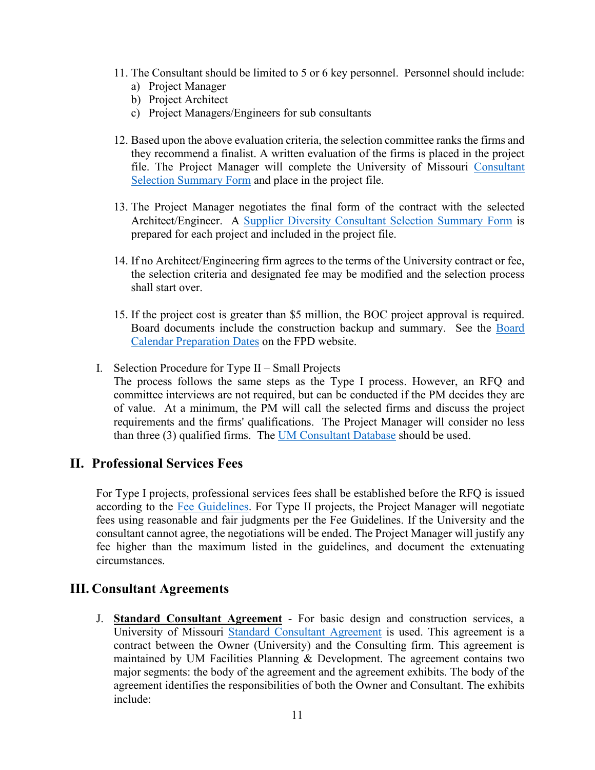11. The Consultant should be limited to 5 or 6 key personnel. Personnel should include:
    a) Project Manager
    b) Project Architect
    c) Project Managers/Engineers for sub consultants

12. Based upon the above evaluation criteria, the selection committee ranks the firms and they recommend a finalist. A written evaluation of the firms is placed in the project file. The Project Manager will complete the University of Missouri Consultant Selection Summary Form and place in the project file.

13. The Project Manager negotiates the final form of the contract with the selected Architect/Engineer. A Supplier Diversity Consultant Selection Summary Form is prepared for each project and included in the project file.

14. If no Architect/Engineering firm agrees to the terms of the University contract or fee, the selection criteria and designated fee may be modified and the selection process shall start over.

15. If the project cost is greater than $5 million, the BOC project approval is required. Board documents include the construction backup and summary. See the Board Calendar Preparation Dates on the FPD website.

I. Selection Procedure for Type II – Small Projects
The process follows the same steps as the Type I process. However, an RFQ and committee interviews are not required, but can be conducted if the PM decides they are of value. At a minimum, the PM will call the selected firms and discuss the project requirements and the firms' qualifications. The Project Manager will consider no less than three (3) qualified firms. The UM Consultant Database should be used.

## II. Professional Services Fees

For Type I projects, professional services fees shall be established before the RFQ is issued according to the Fee Guidelines. For Type II projects, the Project Manager will negotiate fees using reasonable and fair judgments per the Fee Guidelines. If the University and the consultant cannot agree, the negotiations will be ended. The Project Manager will justify any fee higher than the maximum listed in the guidelines, and document the extenuating circumstances.

## III. Consultant Agreements

J. **Standard Consultant Agreement** - For basic design and construction services, a University of Missouri Standard Consultant Agreement is used. This agreement is a contract between the Owner (University) and the Consulting firm. This agreement is maintained by UM Facilities Planning & Development. The agreement contains two major segments: the body of the agreement and the agreement exhibits. The body of the agreement identifies the responsibilities of both the Owner and Consultant. The exhibits include: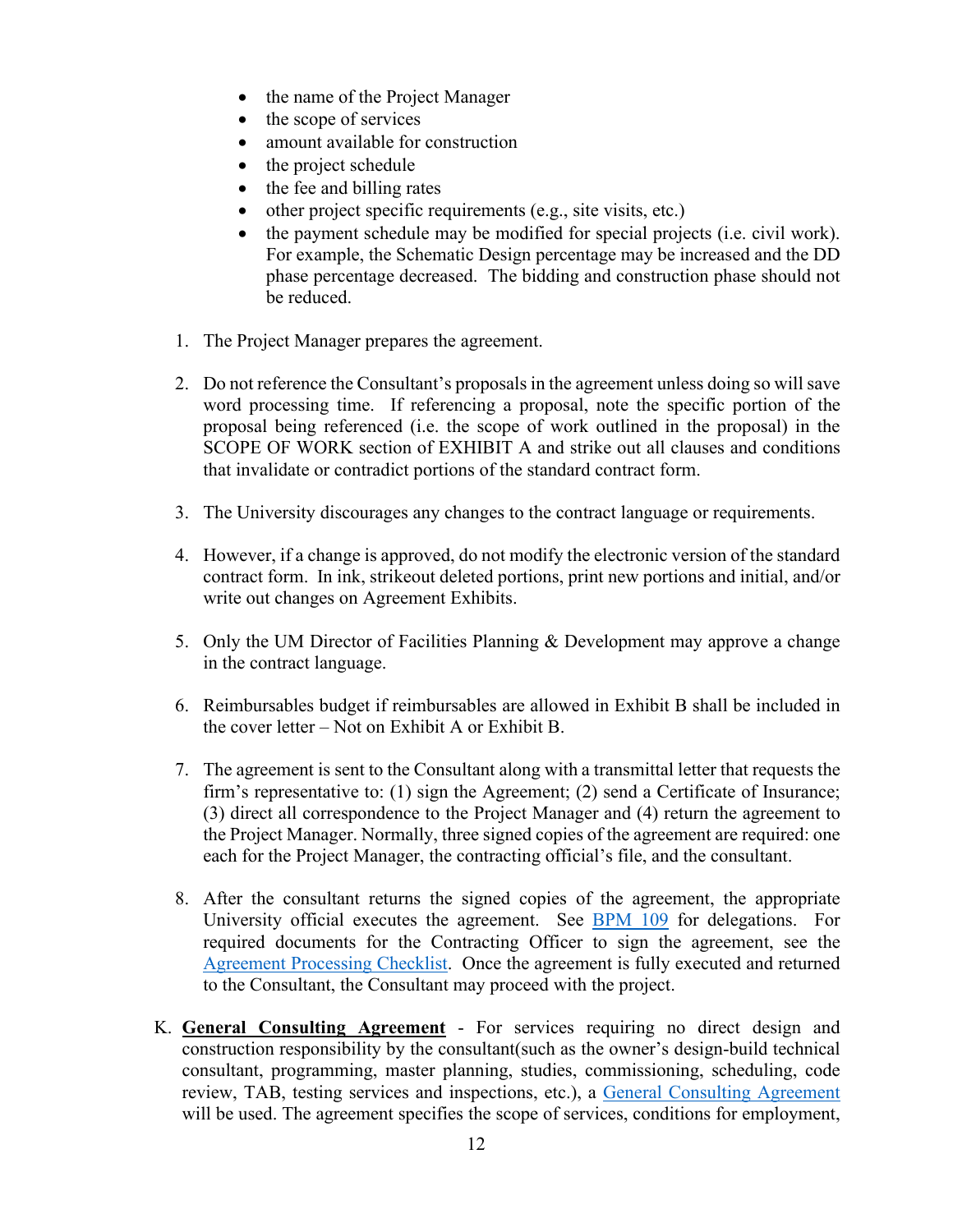- the name of the Project Manager
- the scope of services
- amount available for construction
- the project schedule
- the fee and billing rates
- other project specific requirements (e.g., site visits, etc.)
- the payment schedule may be modified for special projects (i.e. civil work). For example, the Schematic Design percentage may be increased and the DD phase percentage decreased. The bidding and construction phase should not be reduced.

1. The Project Manager prepares the agreement.

2. Do not reference the Consultant's proposals in the agreement unless doing so will save word processing time. If referencing a proposal, note the specific portion of the proposal being referenced (i.e. the scope of work outlined in the proposal) in the SCOPE OF WORK section of EXHIBIT A and strike out all clauses and conditions that invalidate or contradict portions of the standard contract form.

3. The University discourages any changes to the contract language or requirements.

4. However, if a change is approved, do not modify the electronic version of the standard contract form. In ink, strikeout deleted portions, print new portions and initial, and/or write out changes on Agreement Exhibits.

5. Only the UM Director of Facilities Planning & Development may approve a change in the contract language.

6. Reimbursables budget if reimbursables are allowed in Exhibit B shall be included in the cover letter – Not on Exhibit A or Exhibit B.

7. The agreement is sent to the Consultant along with a transmittal letter that requests the firm's representative to: (1) sign the Agreement; (2) send a Certificate of Insurance; (3) direct all correspondence to the Project Manager and (4) return the agreement to the Project Manager. Normally, three signed copies of the agreement are required: one each for the Project Manager, the contracting official's file, and the consultant.

8. After the consultant returns the signed copies of the agreement, the appropriate University official executes the agreement. See BPM 109 for delegations. For required documents for the Contracting Officer to sign the agreement, see the Agreement Processing Checklist. Once the agreement is fully executed and returned to the Consultant, the Consultant may proceed with the project.

K. **General Consulting Agreement** - For services requiring no direct design and construction responsibility by the consultant(such as the owner's design-build technical consultant, programming, master planning, studies, commissioning, scheduling, code review, TAB, testing services and inspections, etc.), a General Consulting Agreement will be used. The agreement specifies the scope of services, conditions for employment,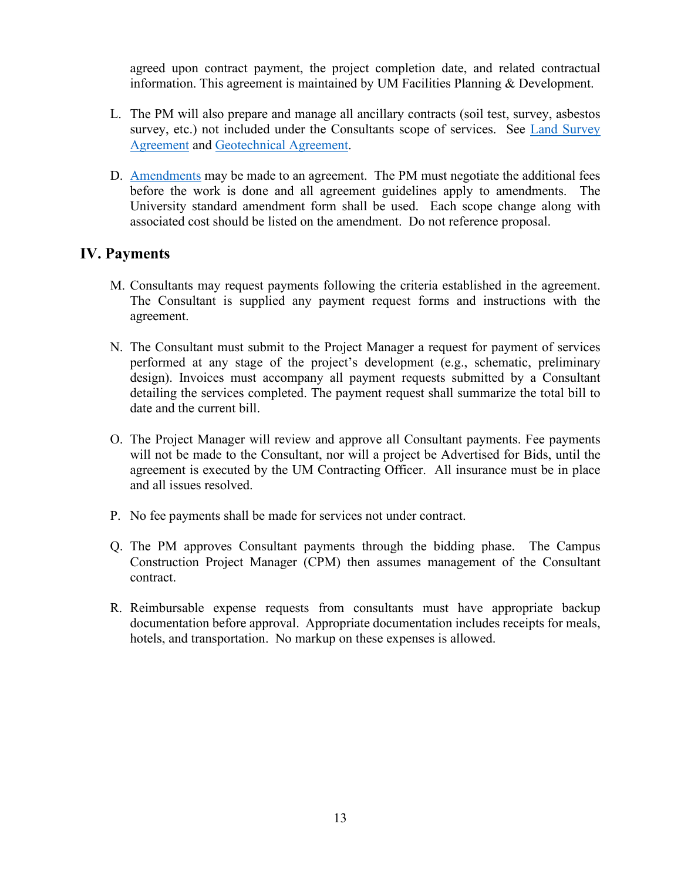agreed upon contract payment, the project completion date, and related contractual information. This agreement is maintained by UM Facilities Planning & Development.

L. The PM will also prepare and manage all ancillary contracts (soil test, survey, asbestos survey, etc.) not included under the Consultants scope of services. See Land Survey Agreement and Geotechnical Agreement.

D. Amendments may be made to an agreement. The PM must negotiate the additional fees before the work is done and all agreement guidelines apply to amendments. The University standard amendment form shall be used. Each scope change along with associated cost should be listed on the amendment. Do not reference proposal.

## IV. Payments

M. Consultants may request payments following the criteria established in the agreement. The Consultant is supplied any payment request forms and instructions with the agreement.

N. The Consultant must submit to the Project Manager a request for payment of services performed at any stage of the project's development (e.g., schematic, preliminary design). Invoices must accompany all payment requests submitted by a Consultant detailing the services completed. The payment request shall summarize the total bill to date and the current bill.

O. The Project Manager will review and approve all Consultant payments. Fee payments will not be made to the Consultant, nor will a project be Advertised for Bids, until the agreement is executed by the UM Contracting Officer. All insurance must be in place and all issues resolved.

P. No fee payments shall be made for services not under contract.

Q. The PM approves Consultant payments through the bidding phase. The Campus Construction Project Manager (CPM) then assumes management of the Consultant contract.

R. Reimbursable expense requests from consultants must have appropriate backup documentation before approval. Appropriate documentation includes receipts for meals, hotels, and transportation. No markup on these expenses is allowed.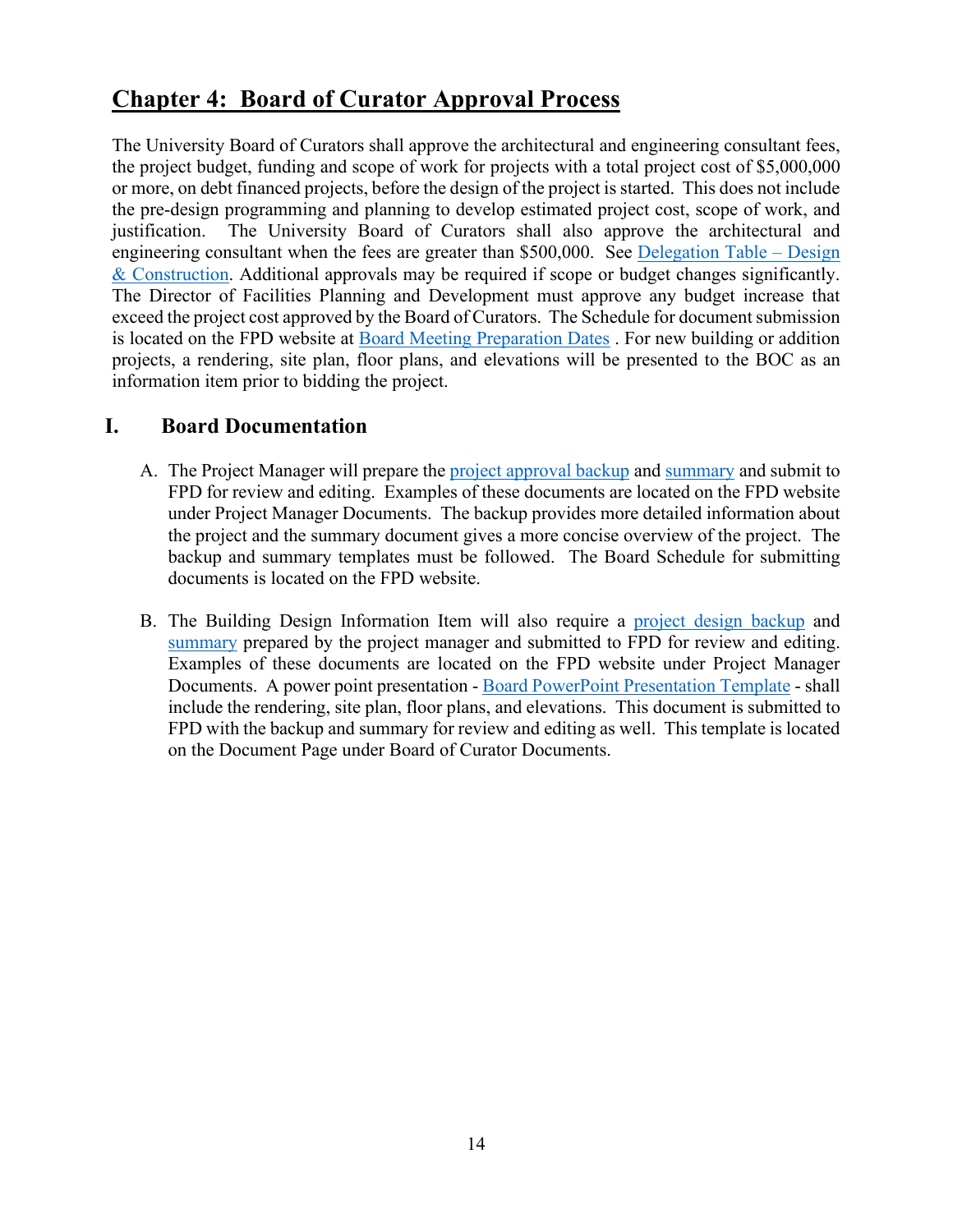# Chapter 4: Board of Curator Approval Process

The University Board of Curators shall approve the architectural and engineering consultant fees, the project budget, funding and scope of work for projects with a total project cost of $5,000,000 or more, on debt financed projects, before the design of the project is started. This does not include the pre-design programming and planning to develop estimated project cost, scope of work, and justification. The University Board of Curators shall also approve the architectural and engineering consultant when the fees are greater than $500,000. See Delegation Table – Design & Construction. Additional approvals may be required if scope or budget changes significantly. The Director of Facilities Planning and Development must approve any budget increase that exceed the project cost approved by the Board of Curators. The Schedule for document submission is located on the FPD website at Board Meeting Preparation Dates . For new building or addition projects, a rendering, site plan, floor plans, and elevations will be presented to the BOC as an information item prior to bidding the project.

## I. Board Documentation

A. The Project Manager will prepare the project approval backup and summary and submit to FPD for review and editing. Examples of these documents are located on the FPD website under Project Manager Documents. The backup provides more detailed information about the project and the summary document gives a more concise overview of the project. The backup and summary templates must be followed. The Board Schedule for submitting documents is located on the FPD website.

B. The Building Design Information Item will also require a project design backup and summary prepared by the project manager and submitted to FPD for review and editing. Examples of these documents are located on the FPD website under Project Manager Documents. A power point presentation - Board PowerPoint Presentation Template - shall include the rendering, site plan, floor plans, and elevations. This document is submitted to FPD with the backup and summary for review and editing as well. This template is located on the Document Page under Board of Curator Documents.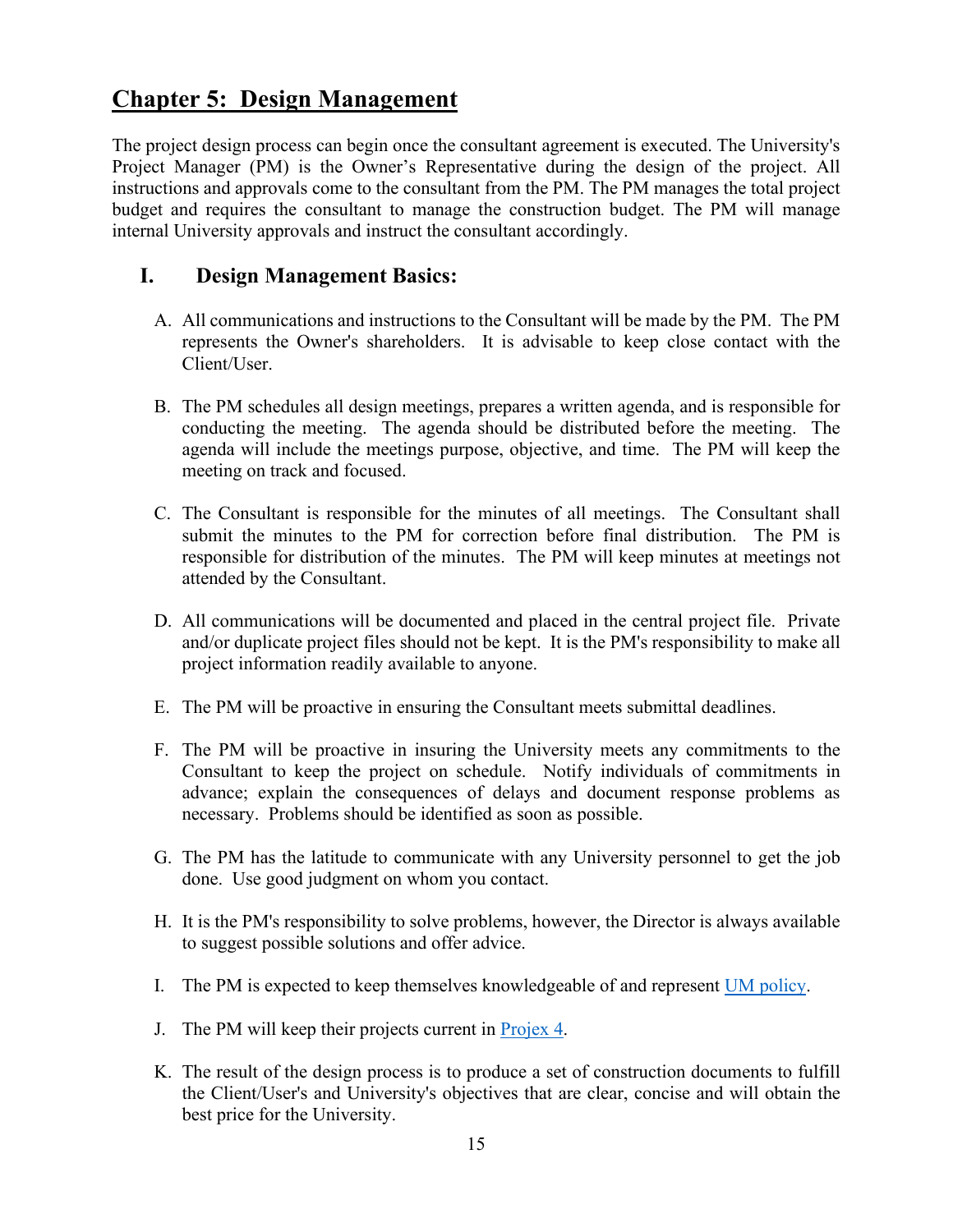## Chapter 5: Design Management

The project design process can begin once the consultant agreement is executed. The University's Project Manager (PM) is the Owner's Representative during the design of the project. All instructions and approvals come to the consultant from the PM. The PM manages the total project budget and requires the consultant to manage the construction budget. The PM will manage internal University approvals and instruct the consultant accordingly.

### I. Design Management Basics:

A. All communications and instructions to the Consultant will be made by the PM. The PM represents the Owner's shareholders. It is advisable to keep close contact with the Client/User.

B. The PM schedules all design meetings, prepares a written agenda, and is responsible for conducting the meeting. The agenda should be distributed before the meeting. The agenda will include the meetings purpose, objective, and time. The PM will keep the meeting on track and focused.

C. The Consultant is responsible for the minutes of all meetings. The Consultant shall submit the minutes to the PM for correction before final distribution. The PM is responsible for distribution of the minutes. The PM will keep minutes at meetings not attended by the Consultant.

D. All communications will be documented and placed in the central project file. Private and/or duplicate project files should not be kept. It is the PM's responsibility to make all project information readily available to anyone.

E. The PM will be proactive in ensuring the Consultant meets submittal deadlines.

F. The PM will be proactive in insuring the University meets any commitments to the Consultant to keep the project on schedule. Notify individuals of commitments in advance; explain the consequences of delays and document response problems as necessary. Problems should be identified as soon as possible.

G. The PM has the latitude to communicate with any University personnel to get the job done. Use good judgment on whom you contact.

H. It is the PM's responsibility to solve problems, however, the Director is always available to suggest possible solutions and offer advice.

I. The PM is expected to keep themselves knowledgeable of and represent UM policy.

J. The PM will keep their projects current in Projex 4.

K. The result of the design process is to produce a set of construction documents to fulfill the Client/User's and University's objectives that are clear, concise and will obtain the best price for the University.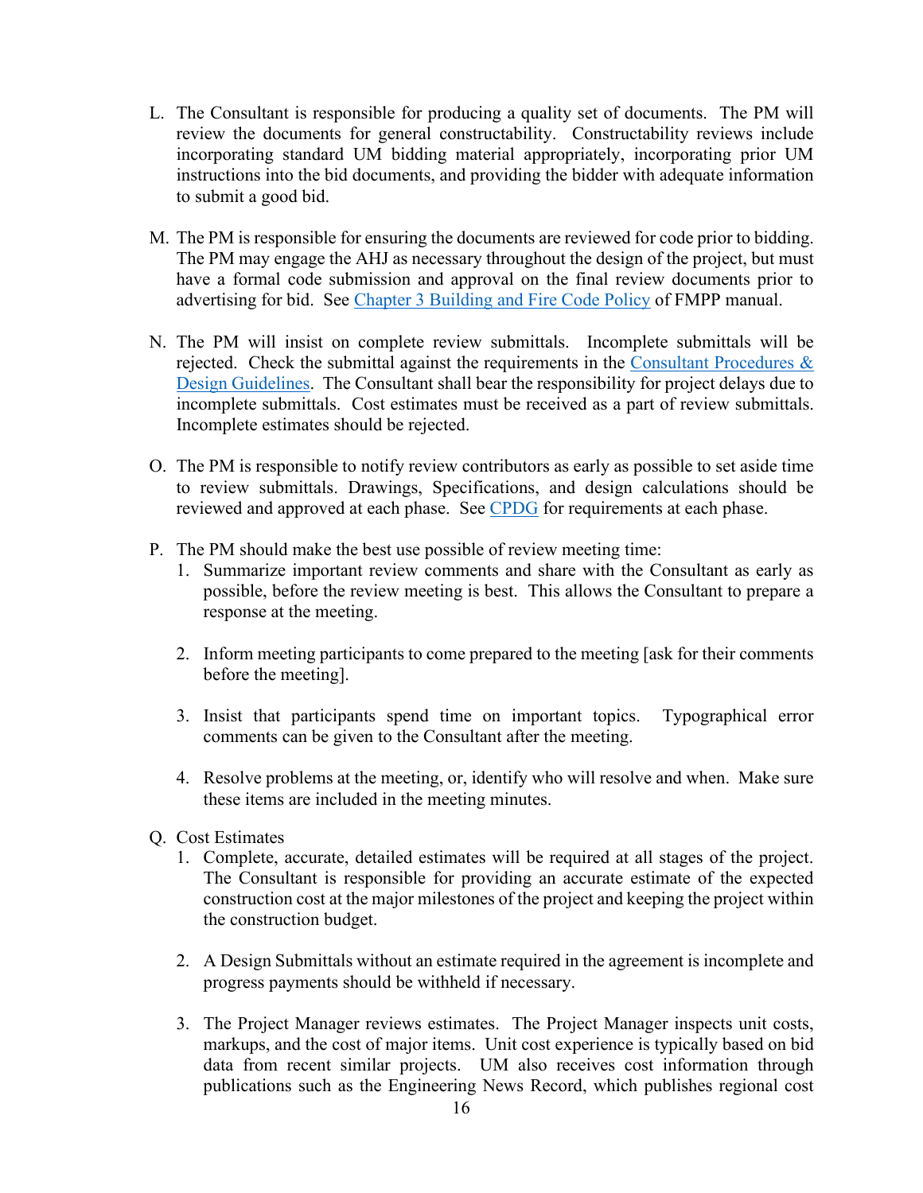L. The Consultant is responsible for producing a quality set of documents. The PM will review the documents for general constructability. Constructability reviews include incorporating standard UM bidding material appropriately, incorporating prior UM instructions into the bid documents, and providing the bidder with adequate information to submit a good bid.

M. The PM is responsible for ensuring the documents are reviewed for code prior to bidding. The PM may engage the AHJ as necessary throughout the design of the project, but must have a formal code submission and approval on the final review documents prior to advertising for bid. See Chapter 3 Building and Fire Code Policy of FMPP manual.

N. The PM will insist on complete review submittals. Incomplete submittals will be rejected. Check the submittal against the requirements in the Consultant Procedures & Design Guidelines. The Consultant shall bear the responsibility for project delays due to incomplete submittals. Cost estimates must be received as a part of review submittals. Incomplete estimates should be rejected.

O. The PM is responsible to notify review contributors as early as possible to set aside time to review submittals. Drawings, Specifications, and design calculations should be reviewed and approved at each phase. See CPDG for requirements at each phase.

P. The PM should make the best use possible of review meeting time:
   1. Summarize important review comments and share with the Consultant as early as possible, before the review meeting is best. This allows the Consultant to prepare a response at the meeting.

   2. Inform meeting participants to come prepared to the meeting [ask for their comments before the meeting].

   3. Insist that participants spend time on important topics. Typographical error comments can be given to the Consultant after the meeting.

   4. Resolve problems at the meeting, or, identify who will resolve and when. Make sure these items are included in the meeting minutes.

Q. Cost Estimates
   1. Complete, accurate, detailed estimates will be required at all stages of the project. The Consultant is responsible for providing an accurate estimate of the expected construction cost at the major milestones of the project and keeping the project within the construction budget.

   2. A Design Submittals without an estimate required in the agreement is incomplete and progress payments should be withheld if necessary.

   3. The Project Manager reviews estimates. The Project Manager inspects unit costs, markups, and the cost of major items. Unit cost experience is typically based on bid data from recent similar projects. UM also receives cost information through publications such as the Engineering News Record, which publishes regional cost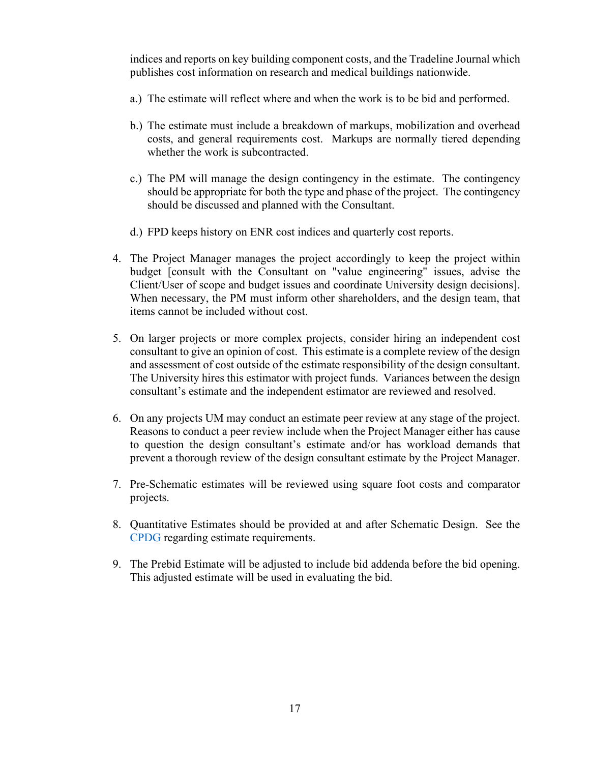indices and reports on key building component costs, and the Tradeline Journal which publishes cost information on research and medical buildings nationwide.

a.) The estimate will reflect where and when the work is to be bid and performed.

b.) The estimate must include a breakdown of markups, mobilization and overhead costs, and general requirements cost. Markups are normally tiered depending whether the work is subcontracted.

c.) The PM will manage the design contingency in the estimate. The contingency should be appropriate for both the type and phase of the project. The contingency should be discussed and planned with the Consultant.

d.) FPD keeps history on ENR cost indices and quarterly cost reports.

4. The Project Manager manages the project accordingly to keep the project within budget [consult with the Consultant on "value engineering" issues, advise the Client/User of scope and budget issues and coordinate University design decisions]. When necessary, the PM must inform other shareholders, and the design team, that items cannot be included without cost.

5. On larger projects or more complex projects, consider hiring an independent cost consultant to give an opinion of cost. This estimate is a complete review of the design and assessment of cost outside of the estimate responsibility of the design consultant. The University hires this estimator with project funds. Variances between the design consultant's estimate and the independent estimator are reviewed and resolved.

6. On any projects UM may conduct an estimate peer review at any stage of the project. Reasons to conduct a peer review include when the Project Manager either has cause to question the design consultant's estimate and/or has workload demands that prevent a thorough review of the design consultant estimate by the Project Manager.

7. Pre-Schematic estimates will be reviewed using square foot costs and comparator projects.

8. Quantitative Estimates should be provided at and after Schematic Design. See the CPDG regarding estimate requirements.

9. The Prebid Estimate will be adjusted to include bid addenda before the bid opening. This adjusted estimate will be used in evaluating the bid.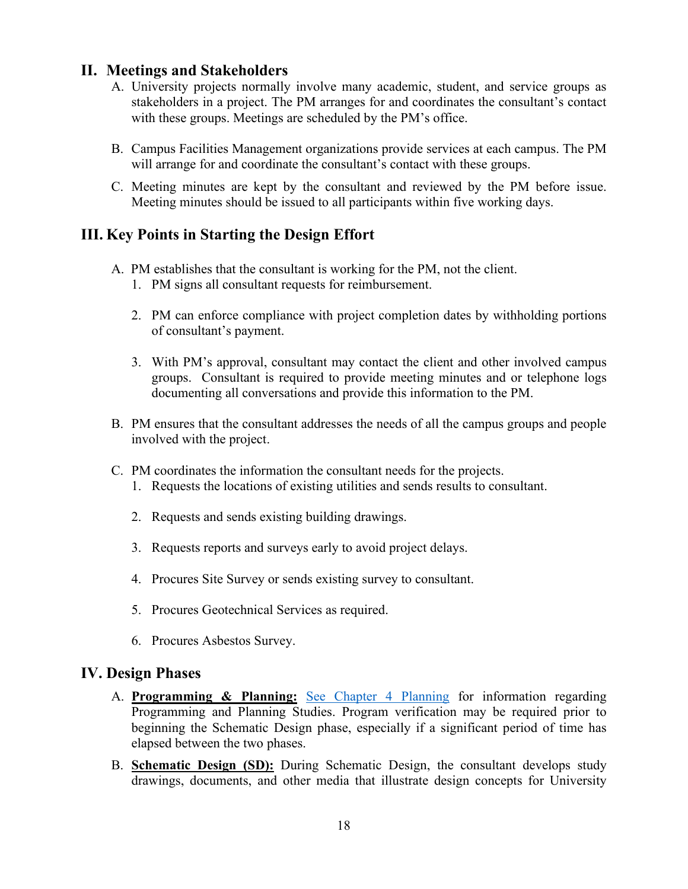## II. Meetings and Stakeholders

A. University projects normally involve many academic, student, and service groups as stakeholders in a project. The PM arranges for and coordinates the consultant's contact with these groups. Meetings are scheduled by the PM's office.

B. Campus Facilities Management organizations provide services at each campus. The PM will arrange for and coordinate the consultant's contact with these groups.

C. Meeting minutes are kept by the consultant and reviewed by the PM before issue. Meeting minutes should be issued to all participants within five working days.

## III. Key Points in Starting the Design Effort

A. PM establishes that the consultant is working for the PM, not the client.
   1. PM signs all consultant requests for reimbursement.
   2. PM can enforce compliance with project completion dates by withholding portions of consultant's payment.
   3. With PM's approval, consultant may contact the client and other involved campus groups. Consultant is required to provide meeting minutes and or telephone logs documenting all conversations and provide this information to the PM.

B. PM ensures that the consultant addresses the needs of all the campus groups and people involved with the project.

C. PM coordinates the information the consultant needs for the projects.
   1. Requests the locations of existing utilities and sends results to consultant.
   2. Requests and sends existing building drawings.
   3. Requests reports and surveys early to avoid project delays.
   4. Procures Site Survey or sends existing survey to consultant.
   5. Procures Geotechnical Services as required.
   6. Procures Asbestos Survey.

## IV. Design Phases

A. **Programming & Planning:** See Chapter 4 Planning for information regarding Programming and Planning Studies. Program verification may be required prior to beginning the Schematic Design phase, especially if a significant period of time has elapsed between the two phases.

B. **Schematic Design (SD):** During Schematic Design, the consultant develops study drawings, documents, and other media that illustrate design concepts for University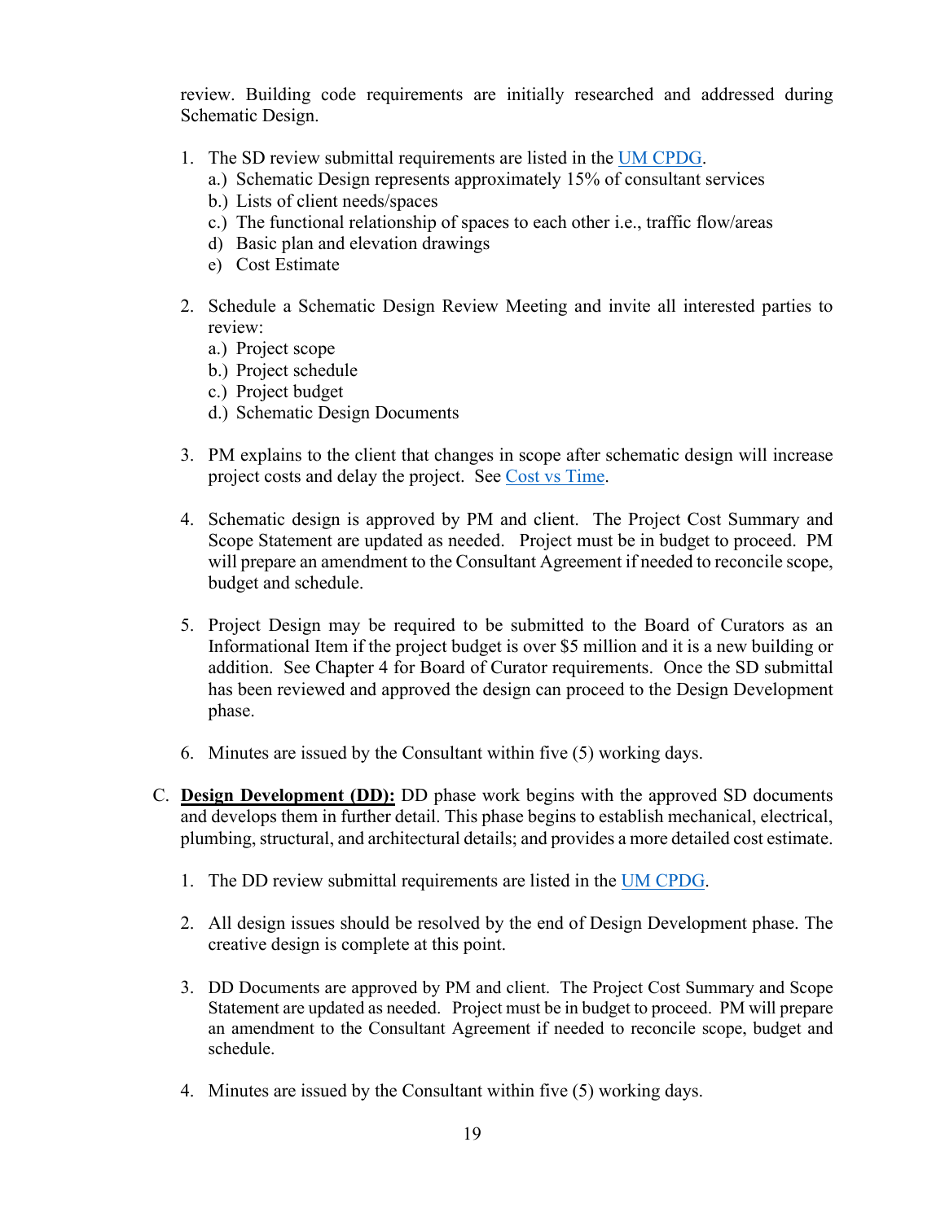review. Building code requirements are initially researched and addressed during Schematic Design.

1. The SD review submittal requirements are listed in the UM CPDG.
   a.) Schematic Design represents approximately 15% of consultant services
   b.) Lists of client needs/spaces
   c.) The functional relationship of spaces to each other i.e., traffic flow/areas
   d) Basic plan and elevation drawings
   e) Cost Estimate

2. Schedule a Schematic Design Review Meeting and invite all interested parties to review:
   a.) Project scope
   b.) Project schedule
   c.) Project budget
   d.) Schematic Design Documents

3. PM explains to the client that changes in scope after schematic design will increase project costs and delay the project. See Cost vs Time.

4. Schematic design is approved by PM and client. The Project Cost Summary and Scope Statement are updated as needed. Project must be in budget to proceed. PM will prepare an amendment to the Consultant Agreement if needed to reconcile scope, budget and schedule.

5. Project Design may be required to be submitted to the Board of Curators as an Informational Item if the project budget is over $5 million and it is a new building or addition. See Chapter 4 for Board of Curator requirements. Once the SD submittal has been reviewed and approved the design can proceed to the Design Development phase.

6. Minutes are issued by the Consultant within five (5) working days.

C. **Design Development (DD):** DD phase work begins with the approved SD documents and develops them in further detail. This phase begins to establish mechanical, electrical, plumbing, structural, and architectural details; and provides a more detailed cost estimate.

   1. The DD review submittal requirements are listed in the UM CPDG.

   2. All design issues should be resolved by the end of Design Development phase. The creative design is complete at this point.

   3. DD Documents are approved by PM and client. The Project Cost Summary and Scope Statement are updated as needed. Project must be in budget to proceed. PM will prepare an amendment to the Consultant Agreement if needed to reconcile scope, budget and schedule.

   4. Minutes are issued by the Consultant within five (5) working days.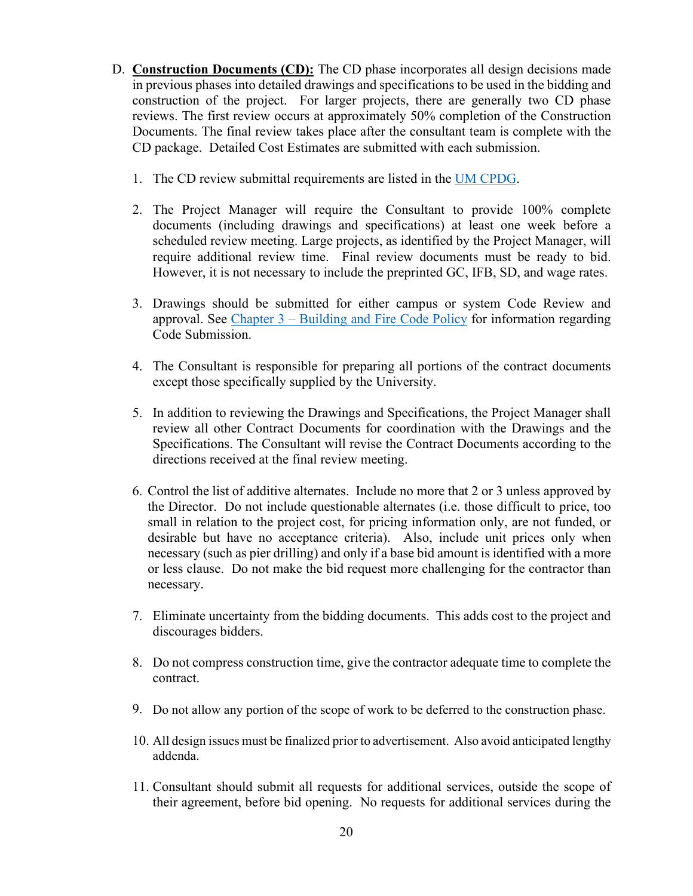D. **Construction Documents (CD):** The CD phase incorporates all design decisions made in previous phases into detailed drawings and specifications to be used in the bidding and construction of the project. For larger projects, there are generally two CD phase reviews. The first review occurs at approximately 50% completion of the Construction Documents. The final review takes place after the consultant team is complete with the CD package. Detailed Cost Estimates are submitted with each submission.

1. The CD review submittal requirements are listed in the UM CPDG.

2. The Project Manager will require the Consultant to provide 100% complete documents (including drawings and specifications) at least one week before a scheduled review meeting. Large projects, as identified by the Project Manager, will require additional review time. Final review documents must be ready to bid. However, it is not necessary to include the preprinted GC, IFB, SD, and wage rates.

3. Drawings should be submitted for either campus or system Code Review and approval. See Chapter 3 – Building and Fire Code Policy for information regarding Code Submission.

4. The Consultant is responsible for preparing all portions of the contract documents except those specifically supplied by the University.

5. In addition to reviewing the Drawings and Specifications, the Project Manager shall review all other Contract Documents for coordination with the Drawings and the Specifications. The Consultant will revise the Contract Documents according to the directions received at the final review meeting.

6. Control the list of additive alternates. Include no more that 2 or 3 unless approved by the Director. Do not include questionable alternates (i.e. those difficult to price, too small in relation to the project cost, for pricing information only, are not funded, or desirable but have no acceptance criteria). Also, include unit prices only when necessary (such as pier drilling) and only if a base bid amount is identified with a more or less clause. Do not make the bid request more challenging for the contractor than necessary.

7. Eliminate uncertainty from the bidding documents. This adds cost to the project and discourages bidders.

8. Do not compress construction time, give the contractor adequate time to complete the contract.

9. Do not allow any portion of the scope of work to be deferred to the construction phase.

10. All design issues must be finalized prior to advertisement. Also avoid anticipated lengthy addenda.

11. Consultant should submit all requests for additional services, outside the scope of their agreement, before bid opening. No requests for additional services during the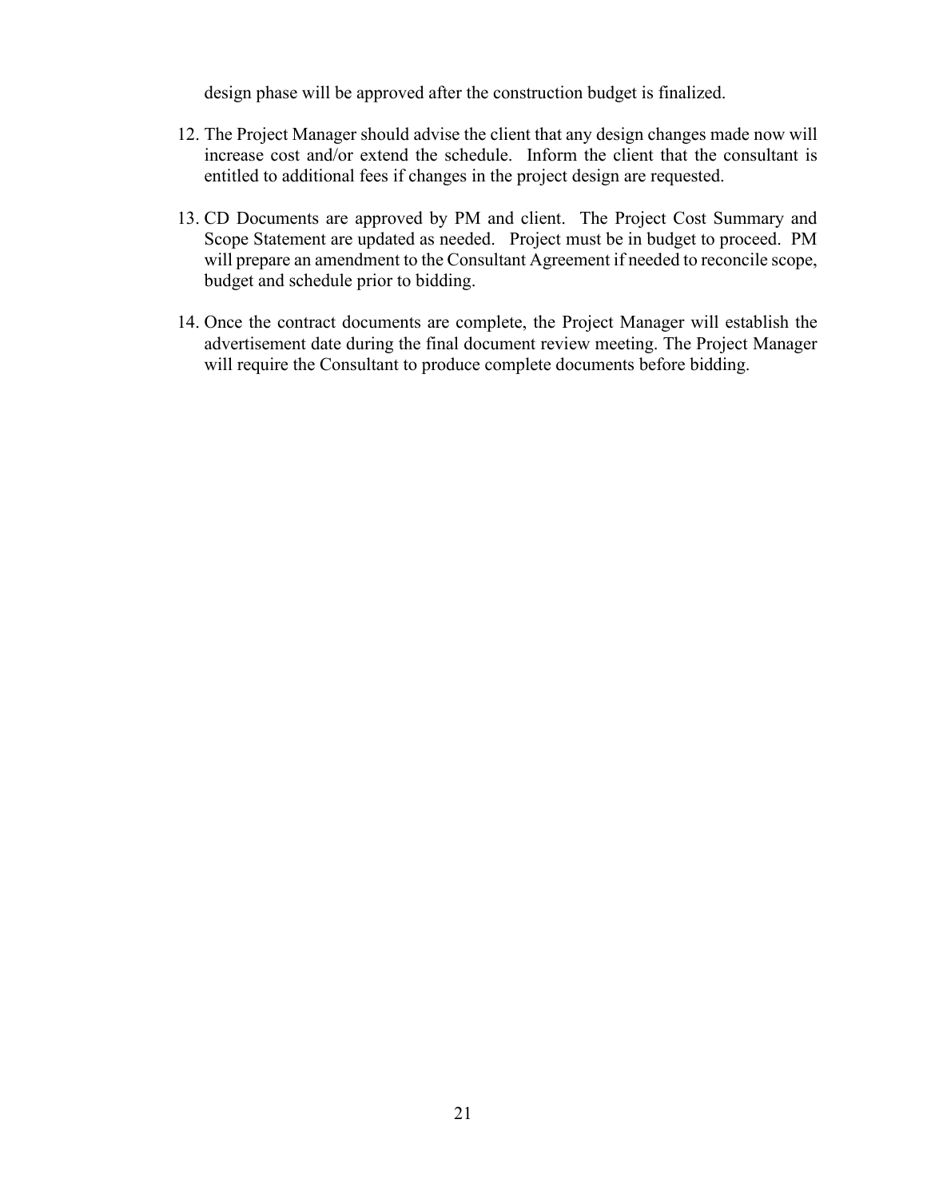design phase will be approved after the construction budget is finalized.

12. The Project Manager should advise the client that any design changes made now will increase cost and/or extend the schedule. Inform the client that the consultant is entitled to additional fees if changes in the project design are requested.

13. CD Documents are approved by PM and client. The Project Cost Summary and Scope Statement are updated as needed. Project must be in budget to proceed. PM will prepare an amendment to the Consultant Agreement if needed to reconcile scope, budget and schedule prior to bidding.

14. Once the contract documents are complete, the Project Manager will establish the advertisement date during the final document review meeting. The Project Manager will require the Consultant to produce complete documents before bidding.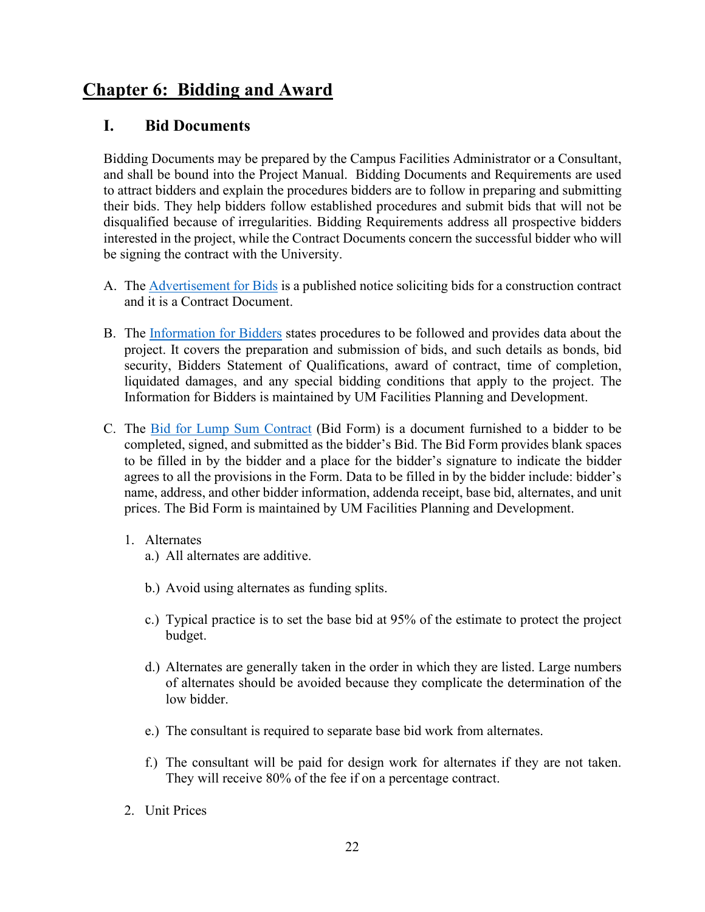# Chapter 6: Bidding and Award

## I. Bid Documents

Bidding Documents may be prepared by the Campus Facilities Administrator or a Consultant, and shall be bound into the Project Manual. Bidding Documents and Requirements are used to attract bidders and explain the procedures bidders are to follow in preparing and submitting their bids. They help bidders follow established procedures and submit bids that will not be disqualified because of irregularities. Bidding Requirements address all prospective bidders interested in the project, while the Contract Documents concern the successful bidder who will be signing the contract with the University.

A. The Advertisement for Bids is a published notice soliciting bids for a construction contract and it is a Contract Document.

B. The Information for Bidders states procedures to be followed and provides data about the project. It covers the preparation and submission of bids, and such details as bonds, bid security, Bidders Statement of Qualifications, award of contract, time of completion, liquidated damages, and any special bidding conditions that apply to the project. The Information for Bidders is maintained by UM Facilities Planning and Development.

C. The Bid for Lump Sum Contract (Bid Form) is a document furnished to a bidder to be completed, signed, and submitted as the bidder's Bid. The Bid Form provides blank spaces to be filled in by the bidder and a place for the bidder's signature to indicate the bidder agrees to all the provisions in the Form. Data to be filled in by the bidder include: bidder's name, address, and other bidder information, addenda receipt, base bid, alternates, and unit prices. The Bid Form is maintained by UM Facilities Planning and Development.

   1. Alternates
      a.) All alternates are additive.

      b.) Avoid using alternates as funding splits.

      c.) Typical practice is to set the base bid at 95% of the estimate to protect the project budget.

      d.) Alternates are generally taken in the order in which they are listed. Large numbers of alternates should be avoided because they complicate the determination of the low bidder.

      e.) The consultant is required to separate base bid work from alternates.

      f.) The consultant will be paid for design work for alternates if they are not taken. They will receive 80% of the fee if on a percentage contract.

   2. Unit Prices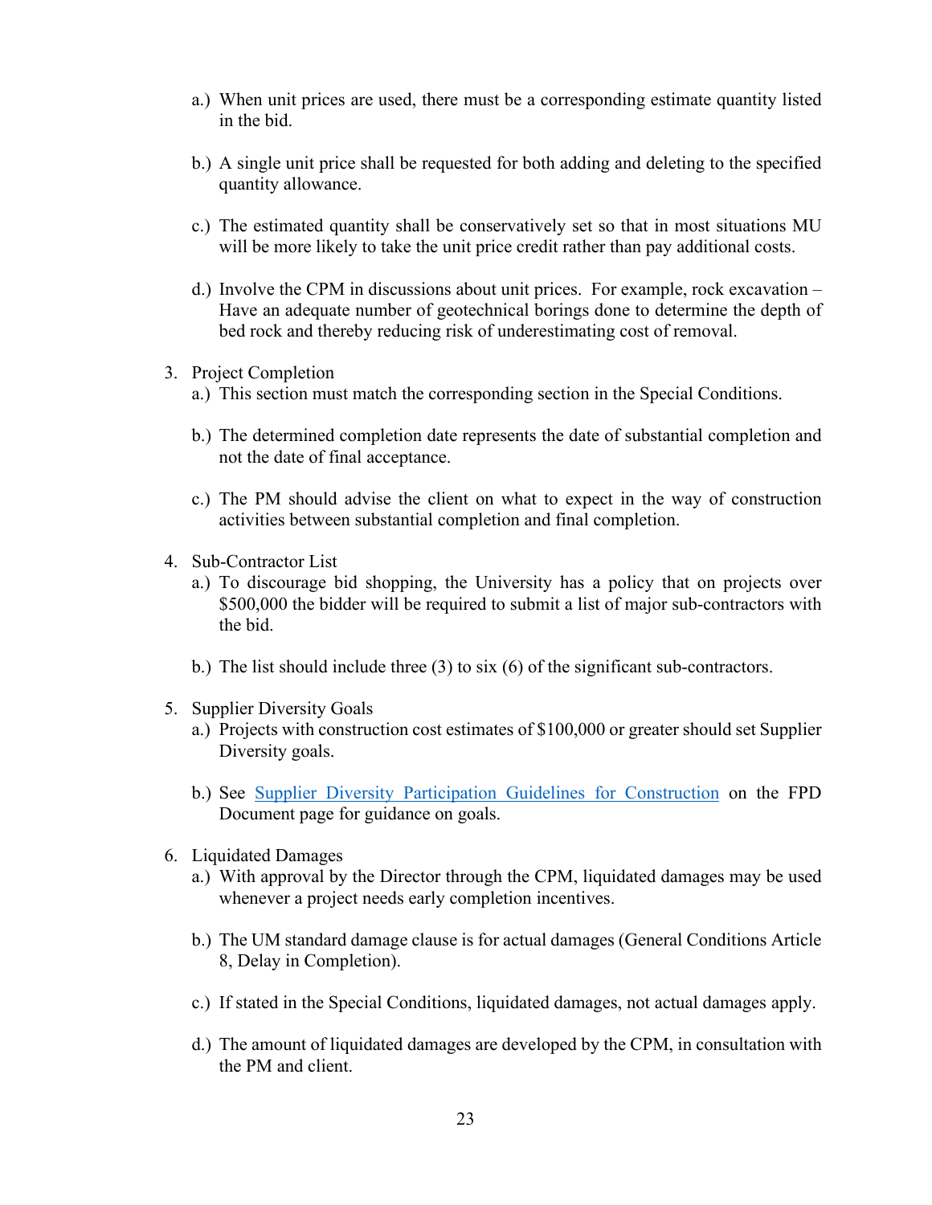a.) When unit prices are used, there must be a corresponding estimate quantity listed in the bid.

b.) A single unit price shall be requested for both adding and deleting to the specified quantity allowance.

c.) The estimated quantity shall be conservatively set so that in most situations MU will be more likely to take the unit price credit rather than pay additional costs.

d.) Involve the CPM in discussions about unit prices. For example, rock excavation – Have an adequate number of geotechnical borings done to determine the depth of bed rock and thereby reducing risk of underestimating cost of removal.

3. Project Completion
   a.) This section must match the corresponding section in the Special Conditions.

   b.) The determined completion date represents the date of substantial completion and not the date of final acceptance.

   c.) The PM should advise the client on what to expect in the way of construction activities between substantial completion and final completion.

4. Sub-Contractor List
   a.) To discourage bid shopping, the University has a policy that on projects over $500,000 the bidder will be required to submit a list of major sub-contractors with the bid.

   b.) The list should include three (3) to six (6) of the significant sub-contractors.

5. Supplier Diversity Goals
   a.) Projects with construction cost estimates of $100,000 or greater should set Supplier Diversity goals.

   b.) See Supplier Diversity Participation Guidelines for Construction on the FPD Document page for guidance on goals.

6. Liquidated Damages
   a.) With approval by the Director through the CPM, liquidated damages may be used whenever a project needs early completion incentives.

   b.) The UM standard damage clause is for actual damages (General Conditions Article 8, Delay in Completion).

   c.) If stated in the Special Conditions, liquidated damages, not actual damages apply.

   d.) The amount of liquidated damages are developed by the CPM, in consultation with the PM and client.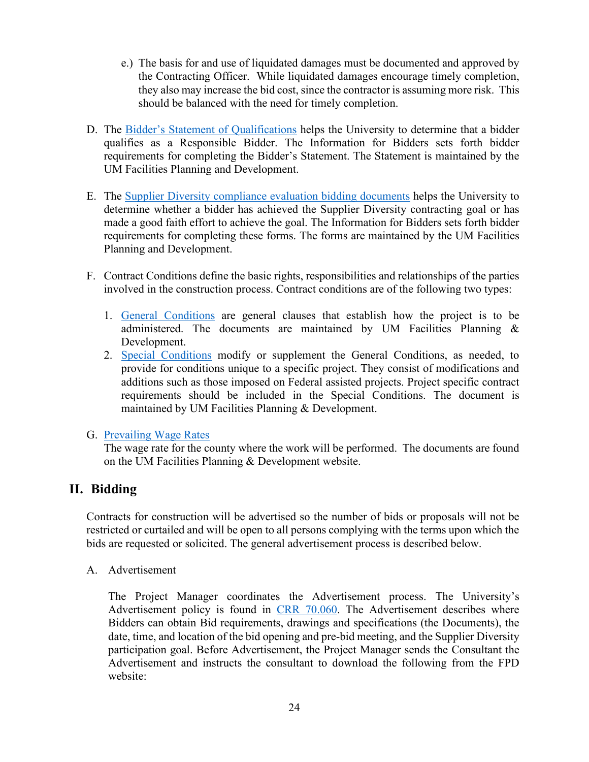e.) The basis for and use of liquidated damages must be documented and approved by the Contracting Officer. While liquidated damages encourage timely completion, they also may increase the bid cost, since the contractor is assuming more risk. This should be balanced with the need for timely completion.

D. The Bidder's Statement of Qualifications helps the University to determine that a bidder qualifies as a Responsible Bidder. The Information for Bidders sets forth bidder requirements for completing the Bidder's Statement. The Statement is maintained by the UM Facilities Planning and Development.

E. The Supplier Diversity compliance evaluation bidding documents helps the University to determine whether a bidder has achieved the Supplier Diversity contracting goal or has made a good faith effort to achieve the goal. The Information for Bidders sets forth bidder requirements for completing these forms. The forms are maintained by the UM Facilities Planning and Development.

F. Contract Conditions define the basic rights, responsibilities and relationships of the parties involved in the construction process. Contract conditions are of the following two types:

1. General Conditions are general clauses that establish how the project is to be administered. The documents are maintained by UM Facilities Planning & Development.
2. Special Conditions modify or supplement the General Conditions, as needed, to provide for conditions unique to a specific project. They consist of modifications and additions such as those imposed on Federal assisted projects. Project specific contract requirements should be included in the Special Conditions. The document is maintained by UM Facilities Planning & Development.

G. Prevailing Wage Rates
The wage rate for the county where the work will be performed. The documents are found on the UM Facilities Planning & Development website.

## II. Bidding

Contracts for construction will be advertised so the number of bids or proposals will not be restricted or curtailed and will be open to all persons complying with the terms upon which the bids are requested or solicited. The general advertisement process is described below.

A. Advertisement

The Project Manager coordinates the Advertisement process. The University's Advertisement policy is found in CRR 70.060. The Advertisement describes where Bidders can obtain Bid requirements, drawings and specifications (the Documents), the date, time, and location of the bid opening and pre-bid meeting, and the Supplier Diversity participation goal. Before Advertisement, the Project Manager sends the Consultant the Advertisement and instructs the consultant to download the following from the FPD website: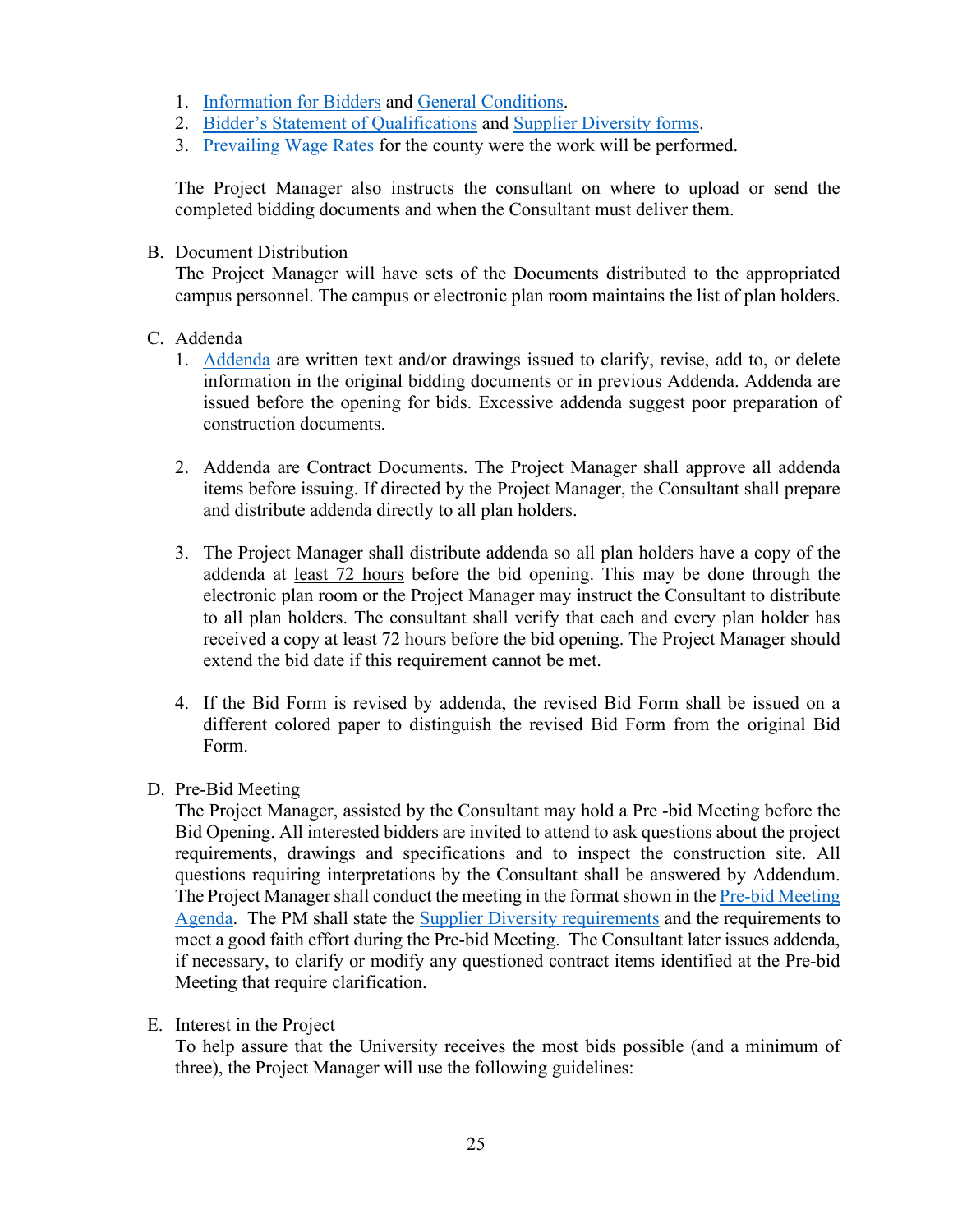1. Information for Bidders and General Conditions.
2. Bidder's Statement of Qualifications and Supplier Diversity forms.
3. Prevailing Wage Rates for the county were the work will be performed.

The Project Manager also instructs the consultant on where to upload or send the completed bidding documents and when the Consultant must deliver them.

B. Document Distribution

The Project Manager will have sets of the Documents distributed to the appropriated campus personnel. The campus or electronic plan room maintains the list of plan holders.

C. Addenda

1. Addenda are written text and/or drawings issued to clarify, revise, add to, or delete information in the original bidding documents or in previous Addenda. Addenda are issued before the opening for bids. Excessive addenda suggest poor preparation of construction documents.

2. Addenda are Contract Documents. The Project Manager shall approve all addenda items before issuing. If directed by the Project Manager, the Consultant shall prepare and distribute addenda directly to all plan holders.

3. The Project Manager shall distribute addenda so all plan holders have a copy of the addenda at least 72 hours before the bid opening. This may be done through the electronic plan room or the Project Manager may instruct the Consultant to distribute to all plan holders. The consultant shall verify that each and every plan holder has received a copy at least 72 hours before the bid opening. The Project Manager should extend the bid date if this requirement cannot be met.

4. If the Bid Form is revised by addenda, the revised Bid Form shall be issued on a different colored paper to distinguish the revised Bid Form from the original Bid Form.

D. Pre-Bid Meeting

The Project Manager, assisted by the Consultant may hold a Pre -bid Meeting before the Bid Opening. All interested bidders are invited to attend to ask questions about the project requirements, drawings and specifications and to inspect the construction site. All questions requiring interpretations by the Consultant shall be answered by Addendum. The Project Manager shall conduct the meeting in the format shown in the Pre-bid Meeting Agenda. The PM shall state the Supplier Diversity requirements and the requirements to meet a good faith effort during the Pre-bid Meeting. The Consultant later issues addenda, if necessary, to clarify or modify any questioned contract items identified at the Pre-bid Meeting that require clarification.

E. Interest in the Project

To help assure that the University receives the most bids possible (and a minimum of three), the Project Manager will use the following guidelines: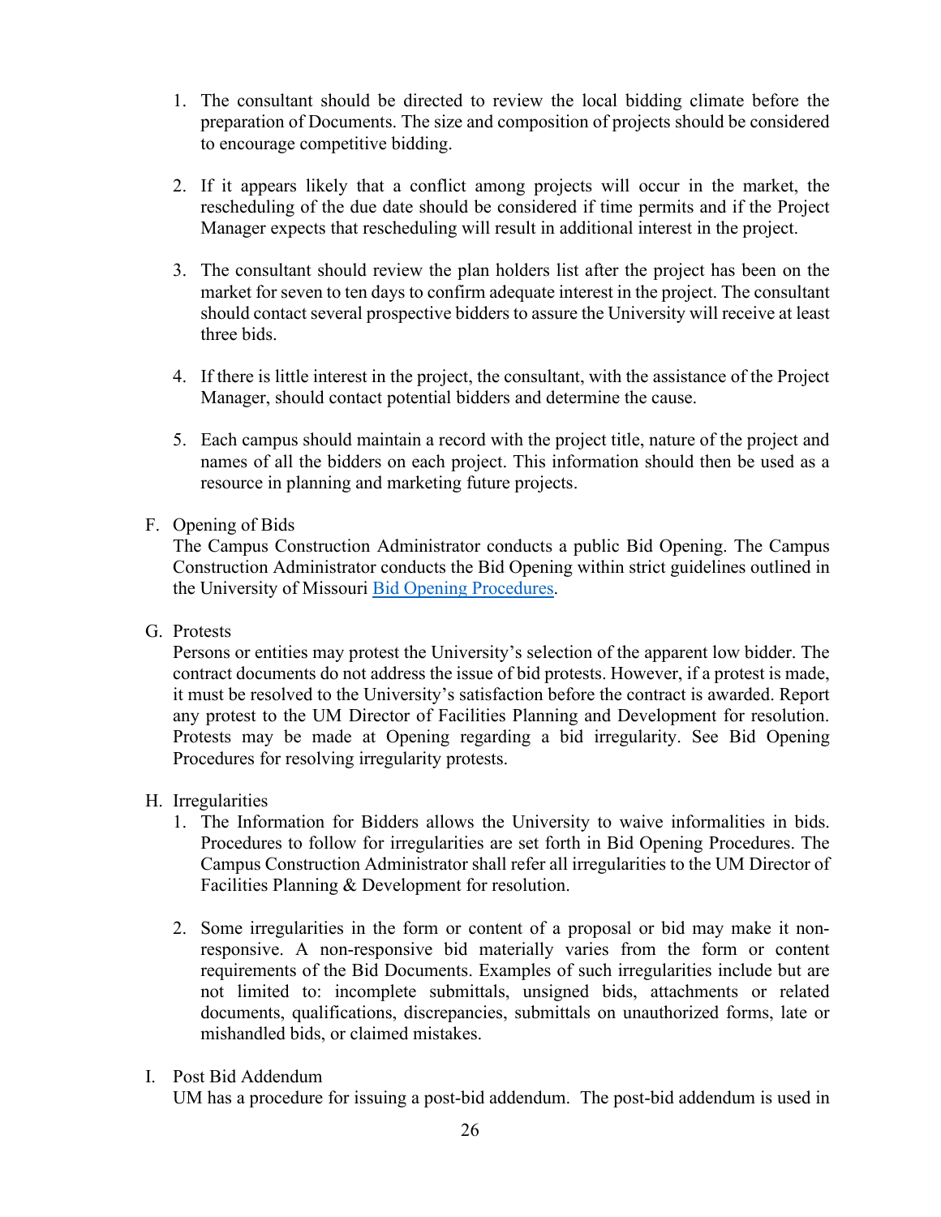1. The consultant should be directed to review the local bidding climate before the preparation of Documents. The size and composition of projects should be considered to encourage competitive bidding.

2. If it appears likely that a conflict among projects will occur in the market, the rescheduling of the due date should be considered if time permits and if the Project Manager expects that rescheduling will result in additional interest in the project.

3. The consultant should review the plan holders list after the project has been on the market for seven to ten days to confirm adequate interest in the project. The consultant should contact several prospective bidders to assure the University will receive at least three bids.

4. If there is little interest in the project, the consultant, with the assistance of the Project Manager, should contact potential bidders and determine the cause.

5. Each campus should maintain a record with the project title, nature of the project and names of all the bidders on each project. This information should then be used as a resource in planning and marketing future projects.

F. Opening of Bids

The Campus Construction Administrator conducts a public Bid Opening. The Campus Construction Administrator conducts the Bid Opening within strict guidelines outlined in the University of Missouri Bid Opening Procedures.

G. Protests

Persons or entities may protest the University's selection of the apparent low bidder. The contract documents do not address the issue of bid protests. However, if a protest is made, it must be resolved to the University's satisfaction before the contract is awarded. Report any protest to the UM Director of Facilities Planning and Development for resolution. Protests may be made at Opening regarding a bid irregularity. See Bid Opening Procedures for resolving irregularity protests.

H. Irregularities

1. The Information for Bidders allows the University to waive informalities in bids. Procedures to follow for irregularities are set forth in Bid Opening Procedures. The Campus Construction Administrator shall refer all irregularities to the UM Director of Facilities Planning & Development for resolution.

2. Some irregularities in the form or content of a proposal or bid may make it non-responsive. A non-responsive bid materially varies from the form or content requirements of the Bid Documents. Examples of such irregularities include but are not limited to: incomplete submittals, unsigned bids, attachments or related documents, qualifications, discrepancies, submittals on unauthorized forms, late or mishandled bids, or claimed mistakes.

I. Post Bid Addendum

UM has a procedure for issuing a post-bid addendum. The post-bid addendum is used in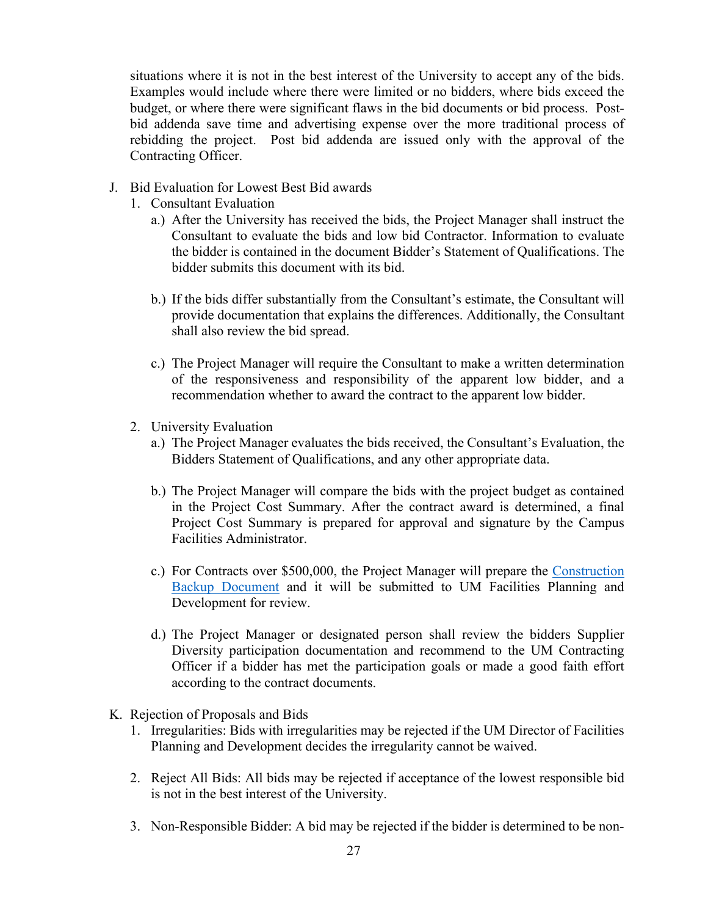situations where it is not in the best interest of the University to accept any of the bids. Examples would include where there were limited or no bidders, where bids exceed the budget, or where there were significant flaws in the bid documents or bid process. Post-bid addenda save time and advertising expense over the more traditional process of rebidding the project. Post bid addenda are issued only with the approval of the Contracting Officer.

J. Bid Evaluation for Lowest Best Bid awards
   1. Consultant Evaluation
      a.) After the University has received the bids, the Project Manager shall instruct the Consultant to evaluate the bids and low bid Contractor. Information to evaluate the bidder is contained in the document Bidder's Statement of Qualifications. The bidder submits this document with its bid.

      b.) If the bids differ substantially from the Consultant's estimate, the Consultant will provide documentation that explains the differences. Additionally, the Consultant shall also review the bid spread.

      c.) The Project Manager will require the Consultant to make a written determination of the responsiveness and responsibility of the apparent low bidder, and a recommendation whether to award the contract to the apparent low bidder.

   2. University Evaluation
      a.) The Project Manager evaluates the bids received, the Consultant's Evaluation, the Bidders Statement of Qualifications, and any other appropriate data.

      b.) The Project Manager will compare the bids with the project budget as contained in the Project Cost Summary. After the contract award is determined, a final Project Cost Summary is prepared for approval and signature by the Campus Facilities Administrator.

      c.) For Contracts over $500,000, the Project Manager will prepare the Construction Backup Document and it will be submitted to UM Facilities Planning and Development for review.

      d.) The Project Manager or designated person shall review the bidders Supplier Diversity participation documentation and recommend to the UM Contracting Officer if a bidder has met the participation goals or made a good faith effort according to the contract documents.

K. Rejection of Proposals and Bids
   1. Irregularities: Bids with irregularities may be rejected if the UM Director of Facilities Planning and Development decides the irregularity cannot be waived.

   2. Reject All Bids: All bids may be rejected if acceptance of the lowest responsible bid is not in the best interest of the University.

   3. Non-Responsible Bidder: A bid may be rejected if the bidder is determined to be non-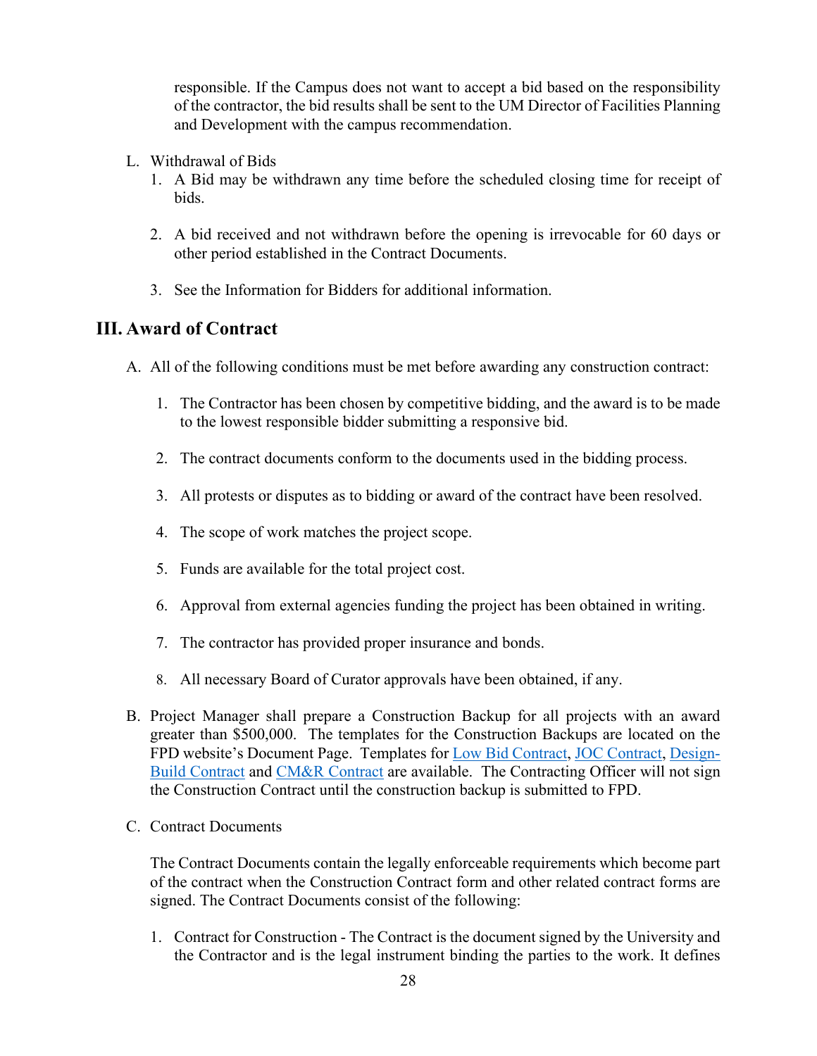responsible. If the Campus does not want to accept a bid based on the responsibility of the contractor, the bid results shall be sent to the UM Director of Facilities Planning and Development with the campus recommendation.

L. Withdrawal of Bids
    1. A Bid may be withdrawn any time before the scheduled closing time for receipt of bids.

    2. A bid received and not withdrawn before the opening is irrevocable for 60 days or other period established in the Contract Documents.

    3. See the Information for Bidders for additional information.

## III. Award of Contract

A. All of the following conditions must be met before awarding any construction contract:

    1. The Contractor has been chosen by competitive bidding, and the award is to be made to the lowest responsible bidder submitting a responsive bid.

    2. The contract documents conform to the documents used in the bidding process.

    3. All protests or disputes as to bidding or award of the contract have been resolved.

    4. The scope of work matches the project scope.

    5. Funds are available for the total project cost.

    6. Approval from external agencies funding the project has been obtained in writing.

    7. The contractor has provided proper insurance and bonds.

    8. All necessary Board of Curator approvals have been obtained, if any.

B. Project Manager shall prepare a Construction Backup for all projects with an award greater than $500,000. The templates for the Construction Backups are located on the FPD website's Document Page. Templates for Low Bid Contract, JOC Contract, Design-Build Contract and CM&R Contract are available. The Contracting Officer will not sign the Construction Contract until the construction backup is submitted to FPD.

C. Contract Documents

    The Contract Documents contain the legally enforceable requirements which become part of the contract when the Construction Contract form and other related contract forms are signed. The Contract Documents consist of the following:

    1. Contract for Construction - The Contract is the document signed by the University and the Contractor and is the legal instrument binding the parties to the work. It defines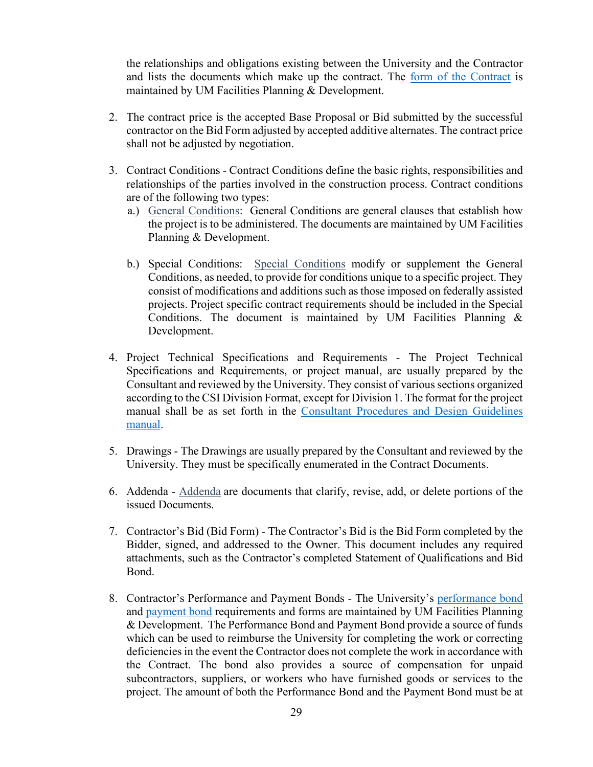the relationships and obligations existing between the University and the Contractor and lists the documents which make up the contract. The form of the Contract is maintained by UM Facilities Planning & Development.

2. The contract price is the accepted Base Proposal or Bid submitted by the successful contractor on the Bid Form adjusted by accepted additive alternates. The contract price shall not be adjusted by negotiation.

3. Contract Conditions - Contract Conditions define the basic rights, responsibilities and relationships of the parties involved in the construction process. Contract conditions are of the following two types:
   a.) General Conditions: General Conditions are general clauses that establish how the project is to be administered. The documents are maintained by UM Facilities Planning & Development.

   b.) Special Conditions: Special Conditions modify or supplement the General Conditions, as needed, to provide for conditions unique to a specific project. They consist of modifications and additions such as those imposed on federally assisted projects. Project specific contract requirements should be included in the Special Conditions. The document is maintained by UM Facilities Planning & Development.

4. Project Technical Specifications and Requirements - The Project Technical Specifications and Requirements, or project manual, are usually prepared by the Consultant and reviewed by the University. They consist of various sections organized according to the CSI Division Format, except for Division 1. The format for the project manual shall be as set forth in the Consultant Procedures and Design Guidelines manual.

5. Drawings - The Drawings are usually prepared by the Consultant and reviewed by the University. They must be specifically enumerated in the Contract Documents.

6. Addenda - Addenda are documents that clarify, revise, add, or delete portions of the issued Documents.

7. Contractor's Bid (Bid Form) - The Contractor's Bid is the Bid Form completed by the Bidder, signed, and addressed to the Owner. This document includes any required attachments, such as the Contractor's completed Statement of Qualifications and Bid Bond.

8. Contractor's Performance and Payment Bonds - The University's performance bond and payment bond requirements and forms are maintained by UM Facilities Planning & Development. The Performance Bond and Payment Bond provide a source of funds which can be used to reimburse the University for completing the work or correcting deficiencies in the event the Contractor does not complete the work in accordance with the Contract. The bond also provides a source of compensation for unpaid subcontractors, suppliers, or workers who have furnished goods or services to the project. The amount of both the Performance Bond and the Payment Bond must be at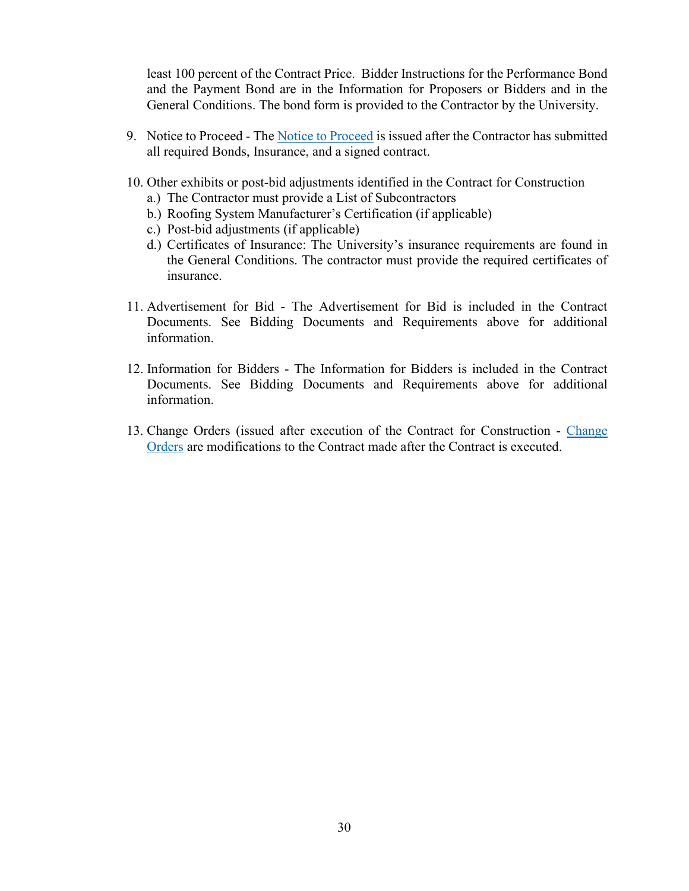least 100 percent of the Contract Price. Bidder Instructions for the Performance Bond and the Payment Bond are in the Information for Proposers or Bidders and in the General Conditions. The bond form is provided to the Contractor by the University.

9. Notice to Proceed - The Notice to Proceed is issued after the Contractor has submitted all required Bonds, Insurance, and a signed contract.

10. Other exhibits or post-bid adjustments identified in the Contract for Construction
    a.) The Contractor must provide a List of Subcontractors
    b.) Roofing System Manufacturer's Certification (if applicable)
    c.) Post-bid adjustments (if applicable)
    d.) Certificates of Insurance: The University's insurance requirements are found in the General Conditions. The contractor must provide the required certificates of insurance.

11. Advertisement for Bid - The Advertisement for Bid is included in the Contract Documents. See Bidding Documents and Requirements above for additional information.

12. Information for Bidders - The Information for Bidders is included in the Contract Documents. See Bidding Documents and Requirements above for additional information.

13. Change Orders (issued after execution of the Contract for Construction - Change Orders are modifications to the Contract made after the Contract is executed.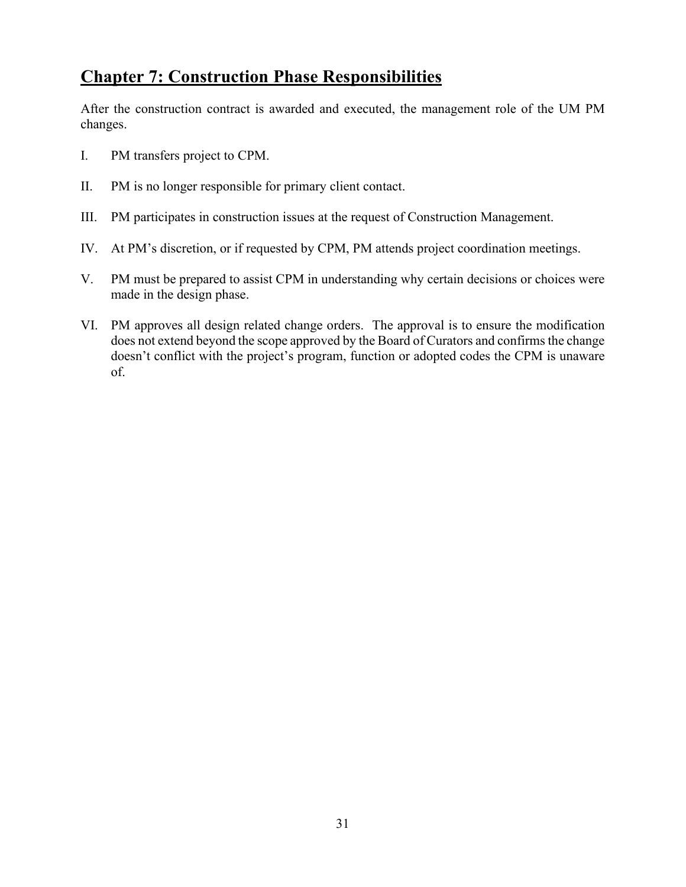## Chapter 7: Construction Phase Responsibilities

After the construction contract is awarded and executed, the management role of the UM PM changes.

I. PM transfers project to CPM.

II. PM is no longer responsible for primary client contact.

III. PM participates in construction issues at the request of Construction Management.

IV. At PM's discretion, or if requested by CPM, PM attends project coordination meetings.

V. PM must be prepared to assist CPM in understanding why certain decisions or choices were made in the design phase.

VI. PM approves all design related change orders. The approval is to ensure the modification does not extend beyond the scope approved by the Board of Curators and confirms the change doesn't conflict with the project's program, function or adopted codes the CPM is unaware of.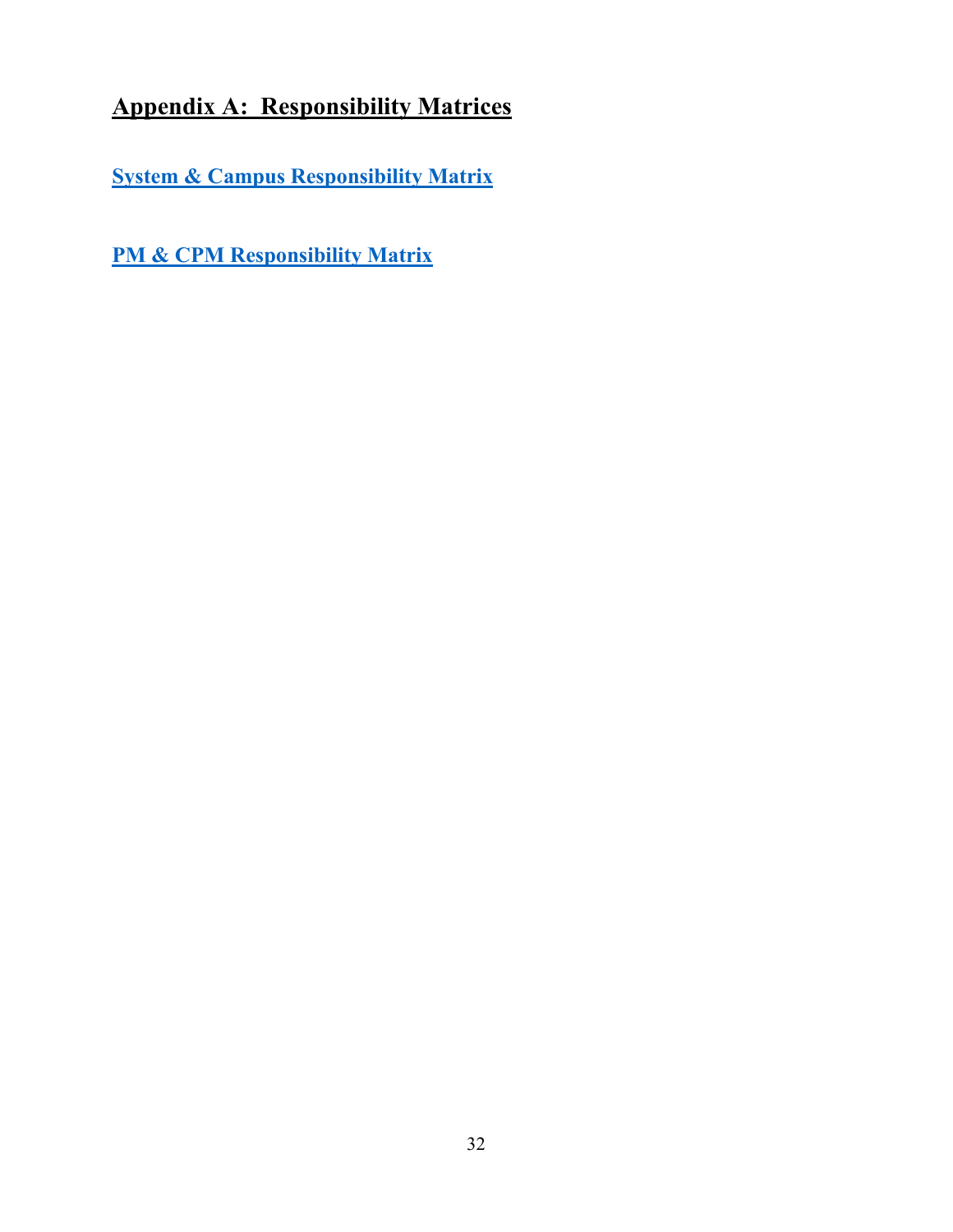## Appendix A: Responsibility Matrices

**System & Campus Responsibility Matrix**

**PM & CPM Responsibility Matrix**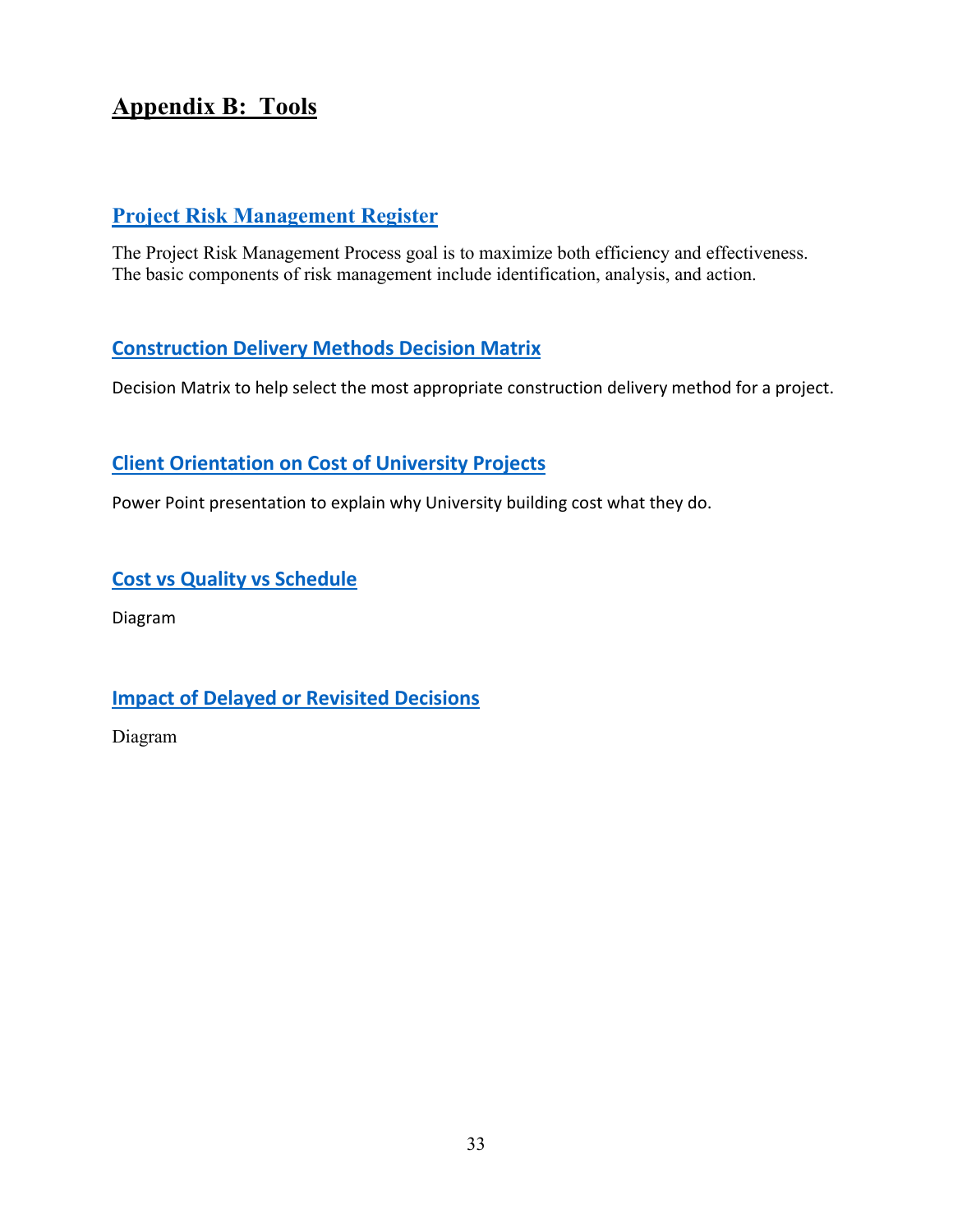# Appendix B: Tools

## Project Risk Management Register

The Project Risk Management Process goal is to maximize both efficiency and effectiveness. The basic components of risk management include identification, analysis, and action.

## Construction Delivery Methods Decision Matrix

Decision Matrix to help select the most appropriate construction delivery method for a project.

## Client Orientation on Cost of University Projects

Power Point presentation to explain why University building cost what they do.

## Cost vs Quality vs Schedule

Diagram

## Impact of Delayed or Revisited Decisions

Diagram